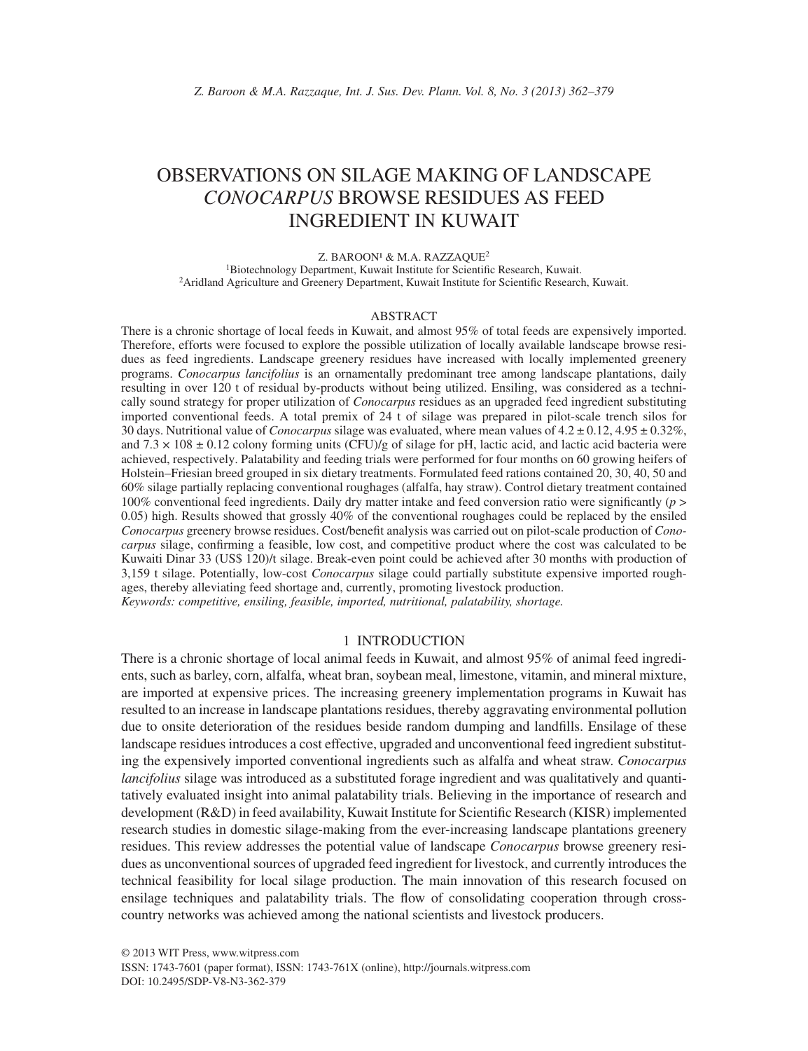# OBSERVATIONS ON SILAGE MAKING OF LANDSCAPE *CONOCARPUS* BROWSE RESIDUES AS FEED INGREDIENT IN KUWAIT

Z. BAROON[1] & M.A. RAZZAQUE[2]

[1]Biotechnology Department, Kuwait Institute for Scientific Research, Kuwait.
[2]Aridland Agriculture and Greenery Department, Kuwait Institute for Scientific Research, Kuwait.

## ABSTRACT

There is a chronic shortage of local feeds in Kuwait, and almost 95% of total feeds are expensively imported. Therefore, efforts were focused to explore the possible utilization of locally available landscape browse residues as feed ingredients. Landscape greenery residues have increased with locally implemented greenery programs. *Conocarpus lancifolius* is an ornamentally predominant tree among landscape plantations, daily resulting in over 120 t of residual by-products without being utilized. Ensiling, was considered as a technically sound strategy for proper utilization of *Conocarpus* residues as an upgraded feed ingredient substituting imported conventional feeds. A total premix of 24 t of silage was prepared in pilot-scale trench silos for 30 days. Nutritional value of *Conocarpus* silage was evaluated, where mean values of $4.2 \pm 0.12$, $4.95 \pm 0.32\%$, and $7.3 \times 108 \pm 0.12$ colony forming units (CFU)/g of silage for pH, lactic acid, and lactic acid bacteria were achieved, respectively. Palatability and feeding trials were performed for four months on 60 growing heifers of Holstein–Friesian breed grouped in six dietary treatments. Formulated feed rations contained 20, 30, 40, 50 and 60% silage partially replacing conventional roughages (alfalfa, hay straw). Control dietary treatment contained 100% conventional feed ingredients. Daily dry matter intake and feed conversion ratio were significantly ($p > 0.05$) high. Results showed that grossly 40% of the conventional roughages could be replaced by the ensiled *Conocarpus* greenery browse residues. Cost/benefit analysis was carried out on pilot-scale production of *Conocarpus* silage, confirming a feasible, low cost, and competitive product where the cost was calculated to be Kuwaiti Dinar 33 (US$ 120)/t silage. Break-even point could be achieved after 30 months with production of 3,159 t silage. Potentially, low-cost *Conocarpus* silage could partially substitute expensive imported roughages, thereby alleviating feed shortage and, currently, promoting livestock production.

*Keywords: competitive, ensiling, feasible, imported, nutritional, palatability, shortage.*

## 1 INTRODUCTION

There is a chronic shortage of local animal feeds in Kuwait, and almost 95% of animal feed ingredients, such as barley, corn, alfalfa, wheat bran, soybean meal, limestone, vitamin, and mineral mixture, are imported at expensive prices. The increasing greenery implementation programs in Kuwait has resulted to an increase in landscape plantations residues, thereby aggravating environmental pollution due to onsite deterioration of the residues beside random dumping and landfills. Ensilage of these landscape residues introduces a cost effective, upgraded and unconventional feed ingredient substituting the expensively imported conventional ingredients such as alfalfa and wheat straw. *Conocarpus lancifolius* silage was introduced as a substituted forage ingredient and was qualitatively and quantitatively evaluated insight into animal palatability trials. Believing in the importance of research and development (R&D) in feed availability, Kuwait Institute for Scientific Research (KISR) implemented research studies in domestic silage-making from the ever-increasing landscape plantations greenery residues. This review addresses the potential value of landscape *Conocarpus* browse greenery residues as unconventional sources of upgraded feed ingredient for livestock, and currently introduces the technical feasibility for local silage production. The main innovation of this research focused on ensilage techniques and palatability trials. The flow of consolidating cooperation through cross-country networks was achieved among the national scientists and livestock producers.

© 2013 WIT Press, www.witpress.com
ISSN: 1743-7601 (paper format), ISSN: 1743-761X (online), http://journals.witpress.com
DOI: 10.2495/SDP-V8-N3-362-379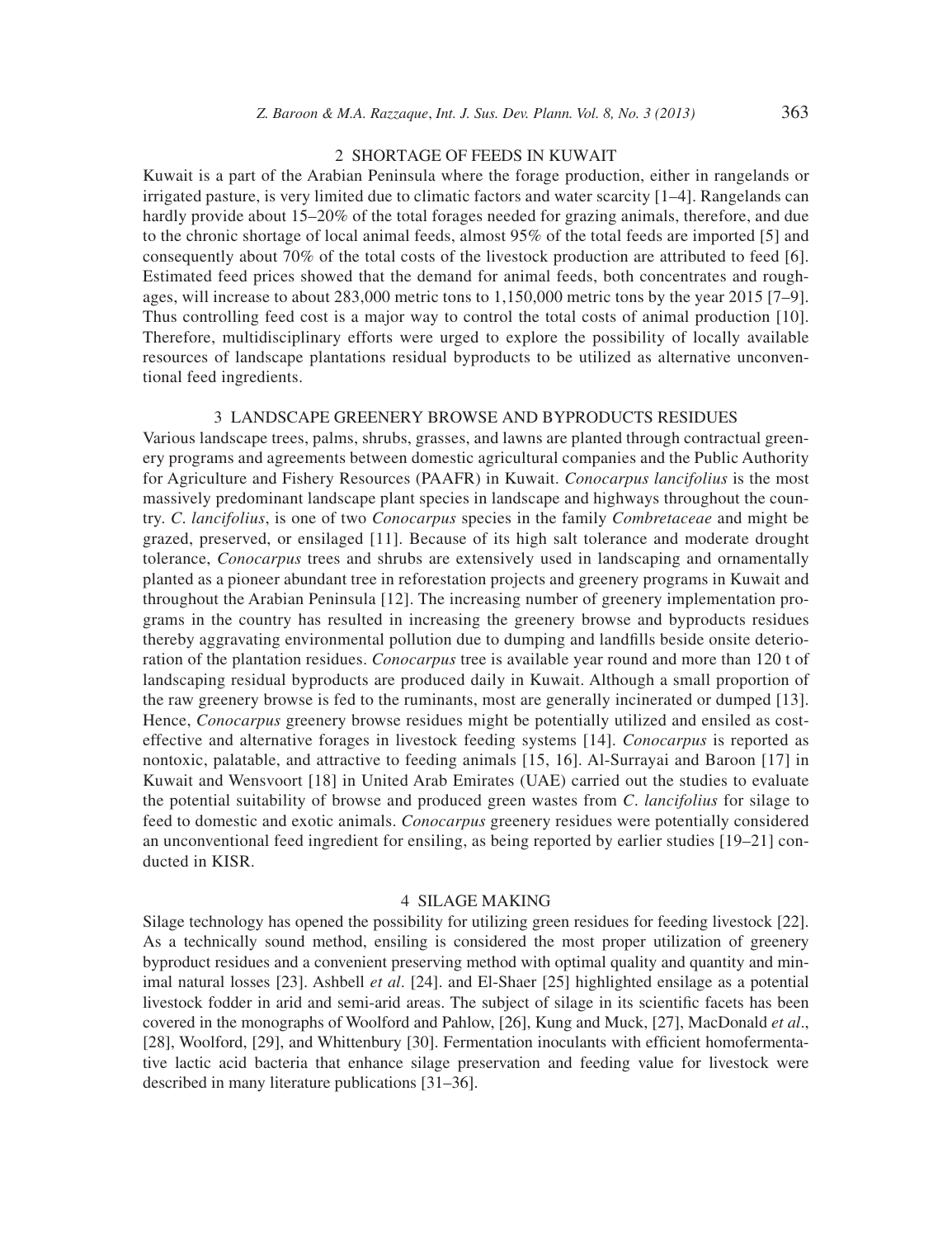## 2 SHORTAGE OF FEEDS IN KUWAIT

Kuwait is a part of the Arabian Peninsula where the forage production, either in rangelands or irrigated pasture, is very limited due to climatic factors and water scarcity [1–4]. Rangelands can hardly provide about 15–20% of the total forages needed for grazing animals, therefore, and due to the chronic shortage of local animal feeds, almost 95% of the total feeds are imported [5] and consequently about 70% of the total costs of the livestock production are attributed to feed [6]. Estimated feed prices showed that the demand for animal feeds, both concentrates and roughages, will increase to about 283,000 metric tons to 1,150,000 metric tons by the year 2015 [7–9]. Thus controlling feed cost is a major way to control the total costs of animal production [10]. Therefore, multidisciplinary efforts were urged to explore the possibility of locally available resources of landscape plantations residual byproducts to be utilized as alternative unconventional feed ingredients.

## 3 LANDSCAPE GREENERY BROWSE AND BYPRODUCTS RESIDUES

Various landscape trees, palms, shrubs, grasses, and lawns are planted through contractual greenery programs and agreements between domestic agricultural companies and the Public Authority for Agriculture and Fishery Resources (PAAFR) in Kuwait. *Conocarpus lancifolius* is the most massively predominant landscape plant species in landscape and highways throughout the country. *C. lancifolius*, is one of two *Conocarpus* species in the family *Combretaceae* and might be grazed, preserved, or ensilaged [11]. Because of its high salt tolerance and moderate drought tolerance, *Conocarpus* trees and shrubs are extensively used in landscaping and ornamentally planted as a pioneer abundant tree in reforestation projects and greenery programs in Kuwait and throughout the Arabian Peninsula [12]. The increasing number of greenery implementation programs in the country has resulted in increasing the greenery browse and byproducts residues thereby aggravating environmental pollution due to dumping and landfills beside onsite deterioration of the plantation residues. *Conocarpus* tree is available year round and more than 120 t of landscaping residual byproducts are produced daily in Kuwait. Although a small proportion of the raw greenery browse is fed to the ruminants, most are generally incinerated or dumped [13]. Hence, *Conocarpus* greenery browse residues might be potentially utilized and ensiled as cost-effective and alternative forages in livestock feeding systems [14]. *Conocarpus* is reported as nontoxic, palatable, and attractive to feeding animals [15, 16]. Al-Surrayai and Baroon [17] in Kuwait and Wensvoort [18] in United Arab Emirates (UAE) carried out the studies to evaluate the potential suitability of browse and produced green wastes from *C. lancifolius* for silage to feed to domestic and exotic animals. *Conocarpus* greenery residues were potentially considered an unconventional feed ingredient for ensiling, as being reported by earlier studies [19–21] conducted in KISR.

## 4 SILAGE MAKING

Silage technology has opened the possibility for utilizing green residues for feeding livestock [22]. As a technically sound method, ensiling is considered the most proper utilization of greenery byproduct residues and a convenient preserving method with optimal quality and quantity and minimal natural losses [23]. Ashbell *et al*. [24]. and El-Shaer [25] highlighted ensilage as a potential livestock fodder in arid and semi-arid areas. The subject of silage in its scientific facets has been covered in the monographs of Woolford and Pahlow, [26], Kung and Muck, [27], MacDonald *et al*., [28], Woolford, [29], and Whittenbury [30]. Fermentation inoculants with efficient homofermentative lactic acid bacteria that enhance silage preservation and feeding value for livestock were described in many literature publications [31–36].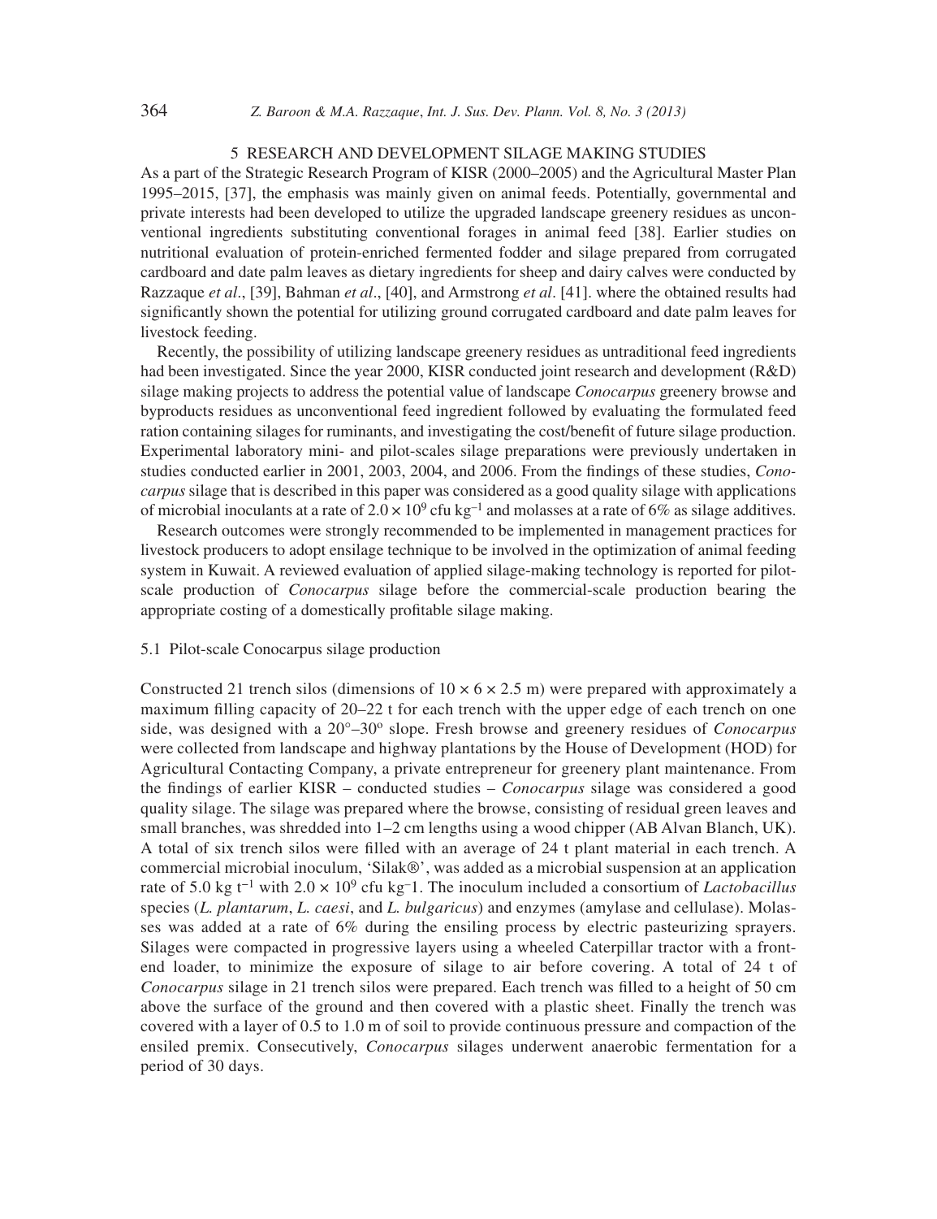## 5 RESEARCH AND DEVELOPMENT SILAGE MAKING STUDIES

As a part of the Strategic Research Program of KISR (2000–2005) and the Agricultural Master Plan 1995–2015, [37], the emphasis was mainly given on animal feeds. Potentially, governmental and private interests had been developed to utilize the upgraded landscape greenery residues as unconventional ingredients substituting conventional forages in animal feed [38]. Earlier studies on nutritional evaluation of protein-enriched fermented fodder and silage prepared from corrugated cardboard and date palm leaves as dietary ingredients for sheep and dairy calves were conducted by Razzaque *et al*., [39], Bahman *et al*., [40], and Armstrong *et al*. [41]. where the obtained results had significantly shown the potential for utilizing ground corrugated cardboard and date palm leaves for livestock feeding.

Recently, the possibility of utilizing landscape greenery residues as untraditional feed ingredients had been investigated. Since the year 2000, KISR conducted joint research and development (R&D) silage making projects to address the potential value of landscape *Conocarpus* greenery browse and byproducts residues as unconventional feed ingredient followed by evaluating the formulated feed ration containing silages for ruminants, and investigating the cost/benefit of future silage production. Experimental laboratory mini- and pilot-scales silage preparations were previously undertaken in studies conducted earlier in 2001, 2003, 2004, and 2006. From the findings of these studies, *Conocarpus* silage that is described in this paper was considered as a good quality silage with applications of microbial inoculants at a rate of $2.0 \times 10^9$ cfu kg$^{-1}$ and molasses at a rate of 6% as silage additives.

Research outcomes were strongly recommended to be implemented in management practices for livestock producers to adopt ensilage technique to be involved in the optimization of animal feeding system in Kuwait. A reviewed evaluation of applied silage-making technology is reported for pilot-scale production of *Conocarpus* silage before the commercial-scale production bearing the appropriate costing of a domestically profitable silage making.

### 5.1 Pilot-scale Conocarpus silage production

Constructed 21 trench silos (dimensions of $10 \times 6 \times 2.5$ m) were prepared with approximately a maximum filling capacity of 20–22 t for each trench with the upper edge of each trench on one side, was designed with a 20°–30° slope. Fresh browse and greenery residues of *Conocarpus* were collected from landscape and highway plantations by the House of Development (HOD) for Agricultural Contacting Company, a private entrepreneur for greenery plant maintenance. From the findings of earlier KISR – conducted studies – *Conocarpus* silage was considered a good quality silage. The silage was prepared where the browse, consisting of residual green leaves and small branches, was shredded into 1–2 cm lengths using a wood chipper (AB Alvan Blanch, UK). A total of six trench silos were filled with an average of 24 t plant material in each trench. A commercial microbial inoculum, 'Silak®', was added as a microbial suspension at an application rate of 5.0 kg t$^{-1}$ with $2.0 \times 10^9$ cfu kg−1. The inoculum included a consortium of *Lactobacillus* species (*L. plantarum*, *L. caesi*, and *L. bulgaricus*) and enzymes (amylase and cellulase). Molasses was added at a rate of 6% during the ensiling process by electric pasteurizing sprayers. Silages were compacted in progressive layers using a wheeled Caterpillar tractor with a front-end loader, to minimize the exposure of silage to air before covering. A total of 24 t of *Conocarpus* silage in 21 trench silos were prepared. Each trench was filled to a height of 50 cm above the surface of the ground and then covered with a plastic sheet. Finally the trench was covered with a layer of 0.5 to 1.0 m of soil to provide continuous pressure and compaction of the ensiled premix. Consecutively, *Conocarpus* silages underwent anaerobic fermentation for a period of 30 days.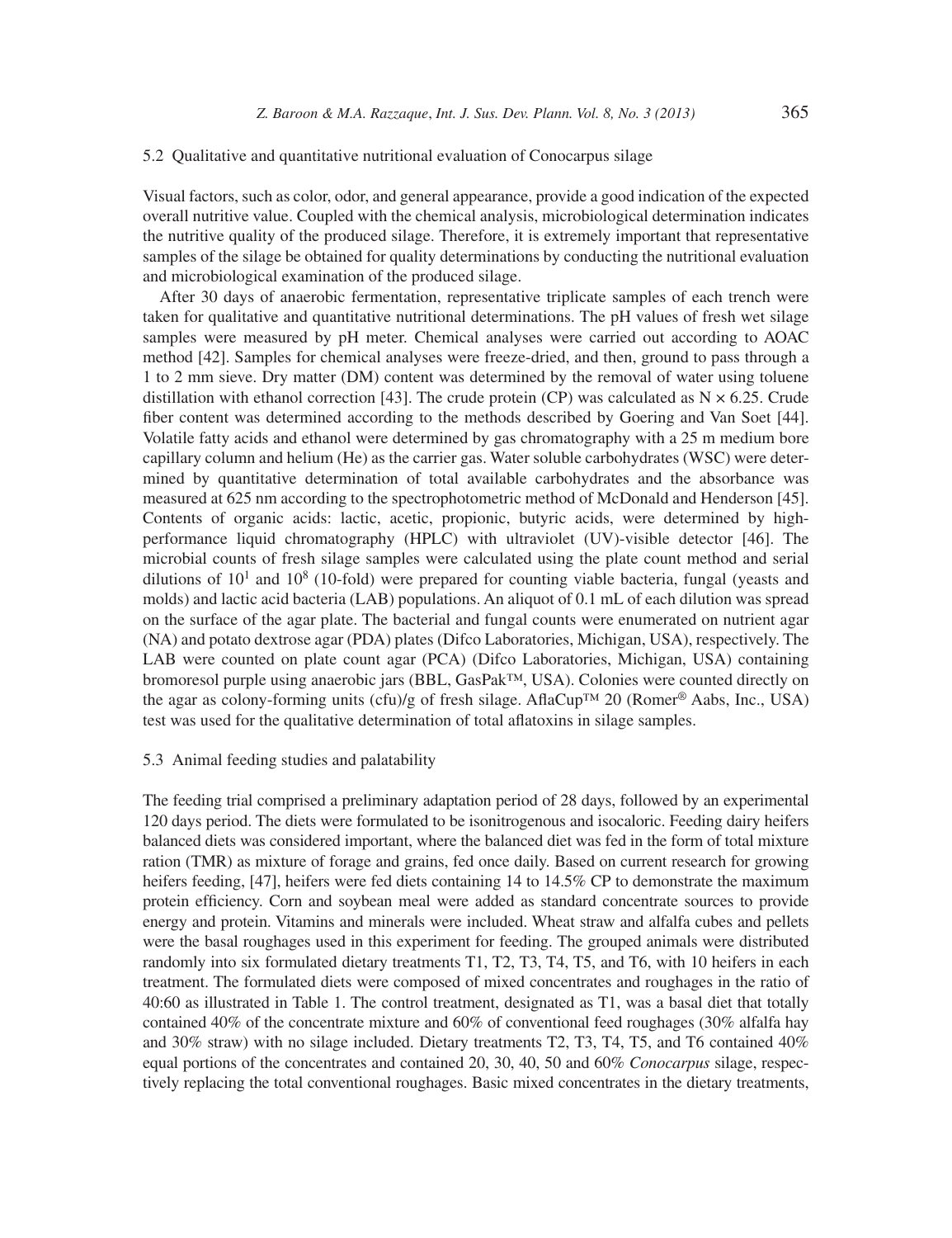### 5.2 Qualitative and quantitative nutritional evaluation of Conocarpus silage

Visual factors, such as color, odor, and general appearance, provide a good indication of the expected overall nutritive value. Coupled with the chemical analysis, microbiological determination indicates the nutritive quality of the produced silage. Therefore, it is extremely important that representative samples of the silage be obtained for quality determinations by conducting the nutritional evaluation and microbiological examination of the produced silage.

After 30 days of anaerobic fermentation, representative triplicate samples of each trench were taken for qualitative and quantitative nutritional determinations. The pH values of fresh wet silage samples were measured by pH meter. Chemical analyses were carried out according to AOAC method [42]. Samples for chemical analyses were freeze-dried, and then, ground to pass through a 1 to 2 mm sieve. Dry matter (DM) content was determined by the removal of water using toluene distillation with ethanol correction [43]. The crude protein (CP) was calculated as N × 6.25. Crude fiber content was determined according to the methods described by Goering and Van Soet [44]. Volatile fatty acids and ethanol were determined by gas chromatography with a 25 m medium bore capillary column and helium (He) as the carrier gas. Water soluble carbohydrates (WSC) were determined by quantitative determination of total available carbohydrates and the absorbance was measured at 625 nm according to the spectrophotometric method of McDonald and Henderson [45]. Contents of organic acids: lactic, acetic, propionic, butyric acids, were determined by high-performance liquid chromatography (HPLC) with ultraviolet (UV)-visible detector [46]. The microbial counts of fresh silage samples were calculated using the plate count method and serial dilutions of $10^1$ and $10^8$ (10-fold) were prepared for counting viable bacteria, fungal (yeasts and molds) and lactic acid bacteria (LAB) populations. An aliquot of 0.1 mL of each dilution was spread on the surface of the agar plate. The bacterial and fungal counts were enumerated on nutrient agar (NA) and potato dextrose agar (PDA) plates (Difco Laboratories, Michigan, USA), respectively. The LAB were counted on plate count agar (PCA) (Difco Laboratories, Michigan, USA) containing bromoresol purple using anaerobic jars (BBL, GasPak™, USA). Colonies were counted directly on the agar as colony-forming units (cfu)/g of fresh silage. AflaCup™ 20 (Romer® Aabs, Inc., USA) test was used for the qualitative determination of total aflatoxins in silage samples.

### 5.3 Animal feeding studies and palatability

The feeding trial comprised a preliminary adaptation period of 28 days, followed by an experimental 120 days period. The diets were formulated to be isonitrogenous and isocaloric. Feeding dairy heifers balanced diets was considered important, where the balanced diet was fed in the form of total mixture ration (TMR) as mixture of forage and grains, fed once daily. Based on current research for growing heifers feeding, [47], heifers were fed diets containing 14 to 14.5% CP to demonstrate the maximum protein efficiency. Corn and soybean meal were added as standard concentrate sources to provide energy and protein. Vitamins and minerals were included. Wheat straw and alfalfa cubes and pellets were the basal roughages used in this experiment for feeding. The grouped animals were distributed randomly into six formulated dietary treatments T1, T2, T3, T4, T5, and T6, with 10 heifers in each treatment. The formulated diets were composed of mixed concentrates and roughages in the ratio of 40:60 as illustrated in Table 1. The control treatment, designated as T1, was a basal diet that totally contained 40% of the concentrate mixture and 60% of conventional feed roughages (30% alfalfa hay and 30% straw) with no silage included. Dietary treatments T2, T3, T4, T5, and T6 contained 40% equal portions of the concentrates and contained 20, 30, 40, 50 and 60% *Conocarpus* silage, respectively replacing the total conventional roughages. Basic mixed concentrates in the dietary treatments,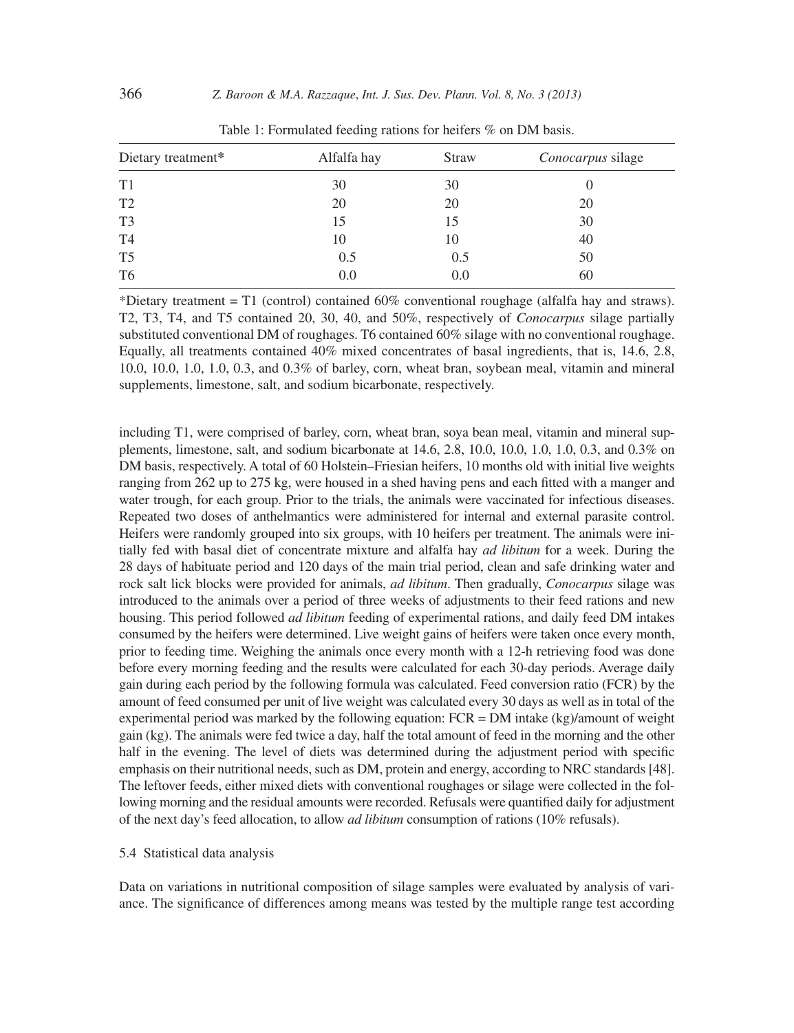Table 1: Formulated feeding rations for heifers % on DM basis.

| Dietary treatment* | Alfalfa hay | Straw | *Conocarpus* silage |
|---|---|---|---|
| T1 | 30 | 30 | 0 |
| T2 | 20 | 20 | 20 |
| T3 | 15 | 15 | 30 |
| T4 | 10 | 10 | 40 |
| T5 | 0.5 | 0.5 | 50 |
| T6 | 0.0 | 0.0 | 60 |

*Dietary treatment = T1 (control) contained 60% conventional roughage (alfalfa hay and straws). T2, T3, T4, and T5 contained 20, 30, 40, and 50%, respectively of *Conocarpus* silage partially substituted conventional DM of roughages. T6 contained 60% silage with no conventional roughage. Equally, all treatments contained 40% mixed concentrates of basal ingredients, that is, 14.6, 2.8, 10.0, 10.0, 1.0, 1.0, 0.3, and 0.3% of barley, corn, wheat bran, soybean meal, vitamin and mineral supplements, limestone, salt, and sodium bicarbonate, respectively.

including T1, were comprised of barley, corn, wheat bran, soya bean meal, vitamin and mineral supplements, limestone, salt, and sodium bicarbonate at 14.6, 2.8, 10.0, 10.0, 1.0, 1.0, 0.3, and 0.3% on DM basis, respectively. A total of 60 Holstein–Friesian heifers, 10 months old with initial live weights ranging from 262 up to 275 kg, were housed in a shed having pens and each fitted with a manger and water trough, for each group. Prior to the trials, the animals were vaccinated for infectious diseases. Repeated two doses of anthelmantics were administered for internal and external parasite control. Heifers were randomly grouped into six groups, with 10 heifers per treatment. The animals were initially fed with basal diet of concentrate mixture and alfalfa hay *ad libitum* for a week. During the 28 days of habituate period and 120 days of the main trial period, clean and safe drinking water and rock salt lick blocks were provided for animals, *ad libitum*. Then gradually, *Conocarpus* silage was introduced to the animals over a period of three weeks of adjustments to their feed rations and new housing. This period followed *ad libitum* feeding of experimental rations, and daily feed DM intakes consumed by the heifers were determined. Live weight gains of heifers were taken once every month, prior to feeding time. Weighing the animals once every month with a 12-h retrieving food was done before every morning feeding and the results were calculated for each 30-day periods. Average daily gain during each period by the following formula was calculated. Feed conversion ratio (FCR) by the amount of feed consumed per unit of live weight was calculated every 30 days as well as in total of the experimental period was marked by the following equation: FCR = DM intake (kg)/amount of weight gain (kg). The animals were fed twice a day, half the total amount of feed in the morning and the other half in the evening. The level of diets was determined during the adjustment period with specific emphasis on their nutritional needs, such as DM, protein and energy, according to NRC standards [48]. The leftover feeds, either mixed diets with conventional roughages or silage were collected in the following morning and the residual amounts were recorded. Refusals were quantified daily for adjustment of the next day's feed allocation, to allow *ad libitum* consumption of rations (10% refusals).

### 5.4 Statistical data analysis

Data on variations in nutritional composition of silage samples were evaluated by analysis of variance. The significance of differences among means was tested by the multiple range test according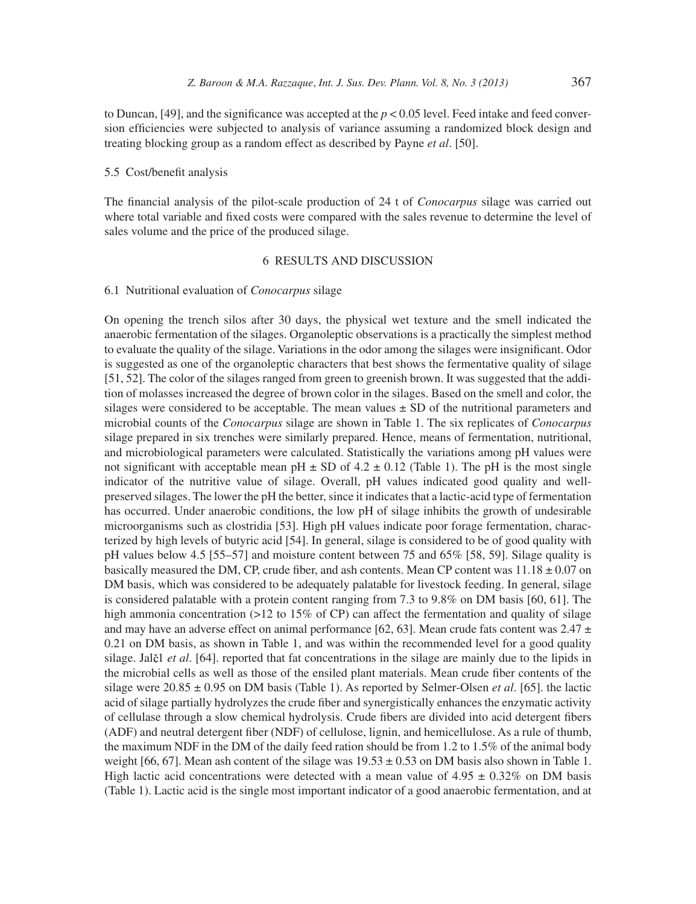to Duncan, [49], and the significance was accepted at the $p < 0.05$ level. Feed intake and feed conversion efficiencies were subjected to analysis of variance assuming a randomized block design and treating blocking group as a random effect as described by Payne *et al*. [50].

### 5.5 Cost/benefit analysis

The financial analysis of the pilot-scale production of 24 t of *Conocarpus* silage was carried out where total variable and fixed costs were compared with the sales revenue to determine the level of sales volume and the price of the produced silage.

## 6 RESULTS AND DISCUSSION

### 6.1 Nutritional evaluation of *Conocarpus* silage

On opening the trench silos after 30 days, the physical wet texture and the smell indicated the anaerobic fermentation of the silages. Organoleptic observations is a practically the simplest method to evaluate the quality of the silage. Variations in the odor among the silages were insignificant. Odor is suggested as one of the organoleptic characters that best shows the fermentative quality of silage [51, 52]. The color of the silages ranged from green to greenish brown. It was suggested that the addition of molasses increased the degree of brown color in the silages. Based on the smell and color, the silages were considered to be acceptable. The mean values ± SD of the nutritional parameters and microbial counts of the *Conocarpus* silage are shown in Table 1. The six replicates of *Conocarpus* silage prepared in six trenches were similarly prepared. Hence, means of fermentation, nutritional, and microbiological parameters were calculated. Statistically the variations among pH values were not significant with acceptable mean pH ± SD of 4.2 ± 0.12 (Table 1). The pH is the most single indicator of the nutritive value of silage. Overall, pH values indicated good quality and well-preserved silages. The lower the pH the better, since it indicates that a lactic-acid type of fermentation has occurred. Under anaerobic conditions, the low pH of silage inhibits the growth of undesirable microorganisms such as clostridia [53]. High pH values indicate poor forage fermentation, characterized by high levels of butyric acid [54]. In general, silage is considered to be of good quality with pH values below 4.5 [55–57] and moisture content between 75 and 65% [58, 59]. Silage quality is basically measured the DM, CP, crude fiber, and ash contents. Mean CP content was 11.18 ± 0.07 on DM basis, which was considered to be adequately palatable for livestock feeding. In general, silage is considered palatable with a protein content ranging from 7.3 to 9.8% on DM basis [60, 61]. The high ammonia concentration (>12 to 15% of CP) can affect the fermentation and quality of silage and may have an adverse effect on animal performance [62, 63]. Mean crude fats content was 2.47 ± 0.21 on DM basis, as shown in Table 1, and was within the recommended level for a good quality silage. Jalčl *et al*. [64]. reported that fat concentrations in the silage are mainly due to the lipids in the microbial cells as well as those of the ensiled plant materials. Mean crude fiber contents of the silage were 20.85 ± 0.95 on DM basis (Table 1). As reported by Selmer-Olsen *et al*. [65]. the lactic acid of silage partially hydrolyzes the crude fiber and synergistically enhances the enzymatic activity of cellulase through a slow chemical hydrolysis. Crude fibers are divided into acid detergent fibers (ADF) and neutral detergent fiber (NDF) of cellulose, lignin, and hemicellulose. As a rule of thumb, the maximum NDF in the DM of the daily feed ration should be from 1.2 to 1.5% of the animal body weight [66, 67]. Mean ash content of the silage was 19.53 ± 0.53 on DM basis also shown in Table 1. High lactic acid concentrations were detected with a mean value of 4.95 ± 0.32% on DM basis (Table 1). Lactic acid is the single most important indicator of a good anaerobic fermentation, and at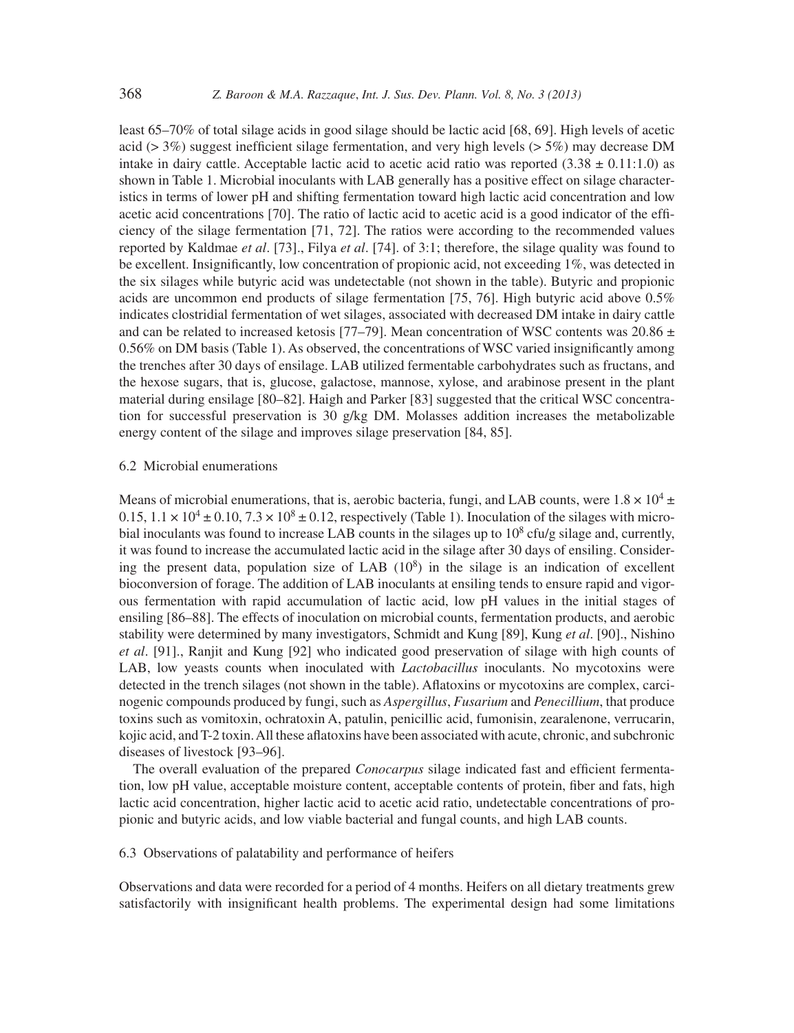least 65–70% of total silage acids in good silage should be lactic acid [68, 69]. High levels of acetic acid (> 3%) suggest inefficient silage fermentation, and very high levels (> 5%) may decrease DM intake in dairy cattle. Acceptable lactic acid to acetic acid ratio was reported ($3.38 \pm 0.11$:1.0) as shown in Table 1. Microbial inoculants with LAB generally has a positive effect on silage characteristics in terms of lower pH and shifting fermentation toward high lactic acid concentration and low acetic acid concentrations [70]. The ratio of lactic acid to acetic acid is a good indicator of the efficiency of the silage fermentation [71, 72]. The ratios were according to the recommended values reported by Kaldmae *et al*. [73]., Filya *et al*. [74]. of 3:1; therefore, the silage quality was found to be excellent. Insignificantly, low concentration of propionic acid, not exceeding 1%, was detected in the six silages while butyric acid was undetectable (not shown in the table). Butyric and propionic acids are uncommon end products of silage fermentation [75, 76]. High butyric acid above 0.5% indicates clostridial fermentation of wet silages, associated with decreased DM intake in dairy cattle and can be related to increased ketosis [77–79]. Mean concentration of WSC contents was $20.86 \pm 0.56$% on DM basis (Table 1). As observed, the concentrations of WSC varied insignificantly among the trenches after 30 days of ensilage. LAB utilized fermentable carbohydrates such as fructans, and the hexose sugars, that is, glucose, galactose, mannose, xylose, and arabinose present in the plant material during ensilage [80–82]. Haigh and Parker [83] suggested that the critical WSC concentration for successful preservation is 30 g/kg DM. Molasses addition increases the metabolizable energy content of the silage and improves silage preservation [84, 85].

### 6.2 Microbial enumerations

Means of microbial enumerations, that is, aerobic bacteria, fungi, and LAB counts, were $1.8 \times 10^4 \pm 0.15$, $1.1 \times 10^4 \pm 0.10$, $7.3 \times 10^8 \pm 0.12$, respectively (Table 1). Inoculation of the silages with microbial inoculants was found to increase LAB counts in the silages up to $10^8$ cfu/g silage and, currently, it was found to increase the accumulated lactic acid in the silage after 30 days of ensiling. Considering the present data, population size of LAB ($10^8$) in the silage is an indication of excellent bioconversion of forage. The addition of LAB inoculants at ensiling tends to ensure rapid and vigorous fermentation with rapid accumulation of lactic acid, low pH values in the initial stages of ensiling [86–88]. The effects of inoculation on microbial counts, fermentation products, and aerobic stability were determined by many investigators, Schmidt and Kung [89], Kung *et al*. [90]., Nishino *et al*. [91]., Ranjit and Kung [92] who indicated good preservation of silage with high counts of LAB, low yeasts counts when inoculated with *Lactobacillus* inoculants. No mycotoxins were detected in the trench silages (not shown in the table). Aflatoxins or mycotoxins are complex, carcinogenic compounds produced by fungi, such as *Aspergillus*, *Fusarium* and *Penecillium*, that produce toxins such as vomitoxin, ochratoxin A, patulin, penicillic acid, fumonisin, zearalenone, verrucarin, kojic acid, and T-2 toxin. All these aflatoxins have been associated with acute, chronic, and subchronic diseases of livestock [93–96].

The overall evaluation of the prepared *Conocarpus* silage indicated fast and efficient fermentation, low pH value, acceptable moisture content, acceptable contents of protein, fiber and fats, high lactic acid concentration, higher lactic acid to acetic acid ratio, undetectable concentrations of propionic and butyric acids, and low viable bacterial and fungal counts, and high LAB counts.

### 6.3 Observations of palatability and performance of heifers

Observations and data were recorded for a period of 4 months. Heifers on all dietary treatments grew satisfactorily with insignificant health problems. The experimental design had some limitations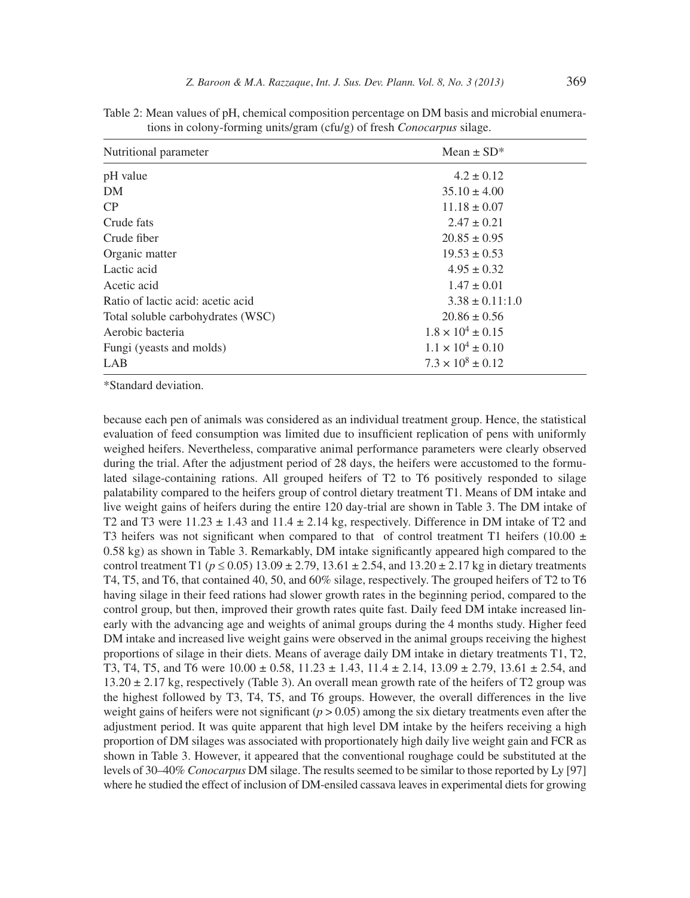Table 2: Mean values of pH, chemical composition percentage on DM basis and microbial enumerations in colony-forming units/gram (cfu/g) of fresh *Conocarpus* silage.

| Nutritional parameter | Mean ± SD* |
|---|---|
| pH value | 4.2 ± 0.12 |
| DM | 35.10 ± 4.00 |
| CP | 11.18 ± 0.07 |
| Crude fats | 2.47 ± 0.21 |
| Crude fiber | 20.85 ± 0.95 |
| Organic matter | 19.53 ± 0.53 |
| Lactic acid | 4.95 ± 0.32 |
| Acetic acid | 1.47 ± 0.01 |
| Ratio of lactic acid: acetic acid | 3.38 ± 0.11:1.0 |
| Total soluble carbohydrates (WSC) | 20.86 ± 0.56 |
| Aerobic bacteria | $1.8 \times 10^4 \pm 0.15$ |
| Fungi (yeasts and molds) | $1.1 \times 10^4 \pm 0.10$ |
| LAB | $7.3 \times 10^8 \pm 0.12$ |

*Standard deviation.

because each pen of animals was considered as an individual treatment group. Hence, the statistical evaluation of feed consumption was limited due to insufficient replication of pens with uniformly weighed heifers. Nevertheless, comparative animal performance parameters were clearly observed during the trial. After the adjustment period of 28 days, the heifers were accustomed to the formulated silage-containing rations. All grouped heifers of T2 to T6 positively responded to silage palatability compared to the heifers group of control dietary treatment T1. Means of DM intake and live weight gains of heifers during the entire 120 day-trial are shown in Table 3. The DM intake of T2 and T3 were 11.23 ± 1.43 and 11.4 ± 2.14 kg, respectively. Difference in DM intake of T2 and T3 heifers was not significant when compared to that of control treatment T1 heifers (10.00 ± 0.58 kg) as shown in Table 3. Remarkably, DM intake significantly appeared high compared to the control treatment T1 ($p \leq 0.05$) 13.09 ± 2.79, 13.61 ± 2.54, and 13.20 ± 2.17 kg in dietary treatments T4, T5, and T6, that contained 40, 50, and 60% silage, respectively. The grouped heifers of T2 to T6 having silage in their feed rations had slower growth rates in the beginning period, compared to the control group, but then, improved their growth rates quite fast. Daily feed DM intake increased linearly with the advancing age and weights of animal groups during the 4 months study. Higher feed DM intake and increased live weight gains were observed in the animal groups receiving the highest proportions of silage in their diets. Means of average daily DM intake in dietary treatments T1, T2, T3, T4, T5, and T6 were 10.00 ± 0.58, 11.23 ± 1.43, 11.4 ± 2.14, 13.09 ± 2.79, 13.61 ± 2.54, and 13.20 ± 2.17 kg, respectively (Table 3). An overall mean growth rate of the heifers of T2 group was the highest followed by T3, T4, T5, and T6 groups. However, the overall differences in the live weight gains of heifers were not significant ($p > 0.05$) among the six dietary treatments even after the adjustment period. It was quite apparent that high level DM intake by the heifers receiving a high proportion of DM silages was associated with proportionately high daily live weight gain and FCR as shown in Table 3. However, it appeared that the conventional roughage could be substituted at the levels of 30–40% *Conocarpus* DM silage. The results seemed to be similar to those reported by Ly [97] where he studied the effect of inclusion of DM-ensiled cassava leaves in experimental diets for growing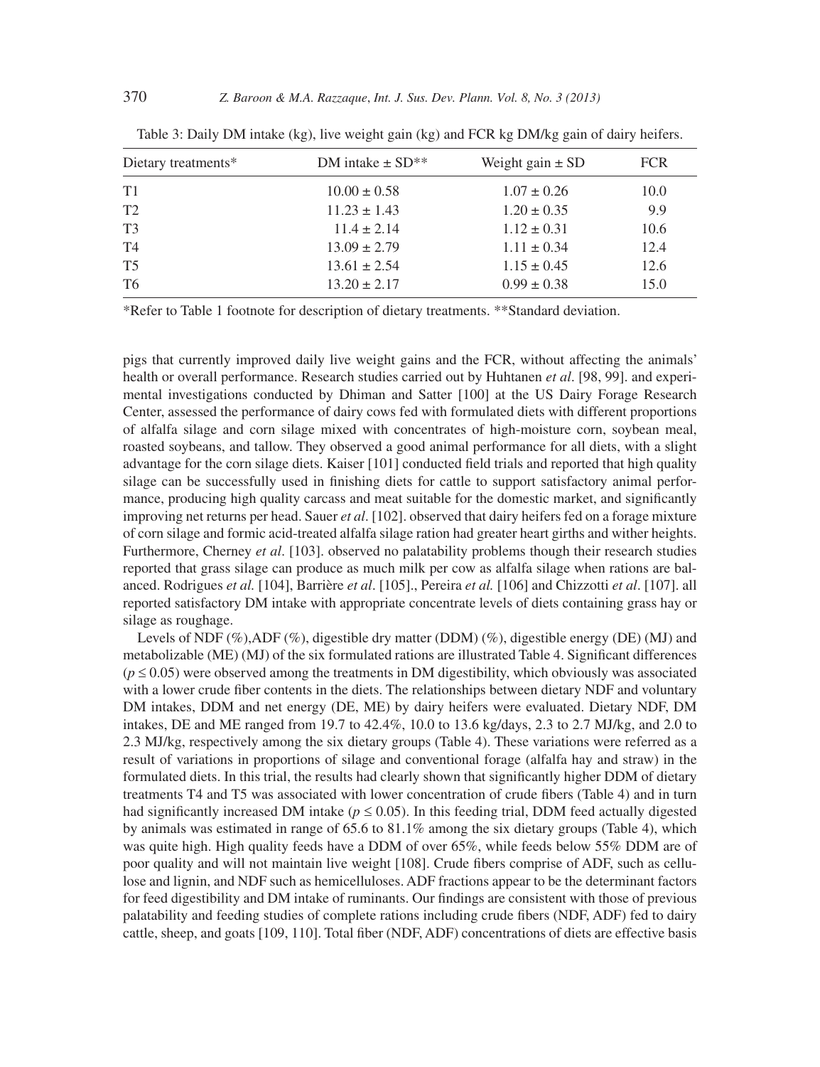Table 3: Daily DM intake (kg), live weight gain (kg) and FCR kg DM/kg gain of dairy heifers.

| Dietary treatments* | DM intake ± SD** | Weight gain ± SD | FCR |
|---|---|---|---|
| T1 | 10.00 ± 0.58 | 1.07 ± 0.26 | 10.0 |
| T2 | 11.23 ± 1.43 | 1.20 ± 0.35 | 9.9 |
| T3 | 11.4 ± 2.14 | 1.12 ± 0.31 | 10.6 |
| T4 | 13.09 ± 2.79 | 1.11 ± 0.34 | 12.4 |
| T5 | 13.61 ± 2.54 | 1.15 ± 0.45 | 12.6 |
| T6 | 13.20 ± 2.17 | 0.99 ± 0.38 | 15.0 |

*Refer to Table 1 footnote for description of dietary treatments. **Standard deviation.

pigs that currently improved daily live weight gains and the FCR, without affecting the animals' health or overall performance. Research studies carried out by Huhtanen *et al*. [98, 99]. and experimental investigations conducted by Dhiman and Satter [100] at the US Dairy Forage Research Center, assessed the performance of dairy cows fed with formulated diets with different proportions of alfalfa silage and corn silage mixed with concentrates of high-moisture corn, soybean meal, roasted soybeans, and tallow. They observed a good animal performance for all diets, with a slight advantage for the corn silage diets. Kaiser [101] conducted field trials and reported that high quality silage can be successfully used in finishing diets for cattle to support satisfactory animal performance, producing high quality carcass and meat suitable for the domestic market, and significantly improving net returns per head. Sauer *et al*. [102]. observed that dairy heifers fed on a forage mixture of corn silage and formic acid-treated alfalfa silage ration had greater heart girths and wither heights. Furthermore, Cherney *et al*. [103]. observed no palatability problems though their research studies reported that grass silage can produce as much milk per cow as alfalfa silage when rations are balanced. Rodrigues *et al.* [104], Barrière *et al*. [105]., Pereira *et al.* [106] and Chizzotti *et al*. [107]. all reported satisfactory DM intake with appropriate concentrate levels of diets containing grass hay or silage as roughage.

Levels of NDF (%),ADF (%), digestible dry matter (DDM) (%), digestible energy (DE) (MJ) and metabolizable (ME) (MJ) of the six formulated rations are illustrated Table 4. Significant differences ($p \leq 0.05$) were observed among the treatments in DM digestibility, which obviously was associated with a lower crude fiber contents in the diets. The relationships between dietary NDF and voluntary DM intakes, DDM and net energy (DE, ME) by dairy heifers were evaluated. Dietary NDF, DM intakes, DE and ME ranged from 19.7 to 42.4%, 10.0 to 13.6 kg/days, 2.3 to 2.7 MJ/kg, and 2.0 to 2.3 MJ/kg, respectively among the six dietary groups (Table 4). These variations were referred as a result of variations in proportions of silage and conventional forage (alfalfa hay and straw) in the formulated diets. In this trial, the results had clearly shown that significantly higher DDM of dietary treatments T4 and T5 was associated with lower concentration of crude fibers (Table 4) and in turn had significantly increased DM intake ($p \leq 0.05$). In this feeding trial, DDM feed actually digested by animals was estimated in range of 65.6 to 81.1% among the six dietary groups (Table 4), which was quite high. High quality feeds have a DDM of over 65%, while feeds below 55% DDM are of poor quality and will not maintain live weight [108]. Crude fibers comprise of ADF, such as cellulose and lignin, and NDF such as hemicelluloses. ADF fractions appear to be the determinant factors for feed digestibility and DM intake of ruminants. Our findings are consistent with those of previous palatability and feeding studies of complete rations including crude fibers (NDF, ADF) fed to dairy cattle, sheep, and goats [109, 110]. Total fiber (NDF, ADF) concentrations of diets are effective basis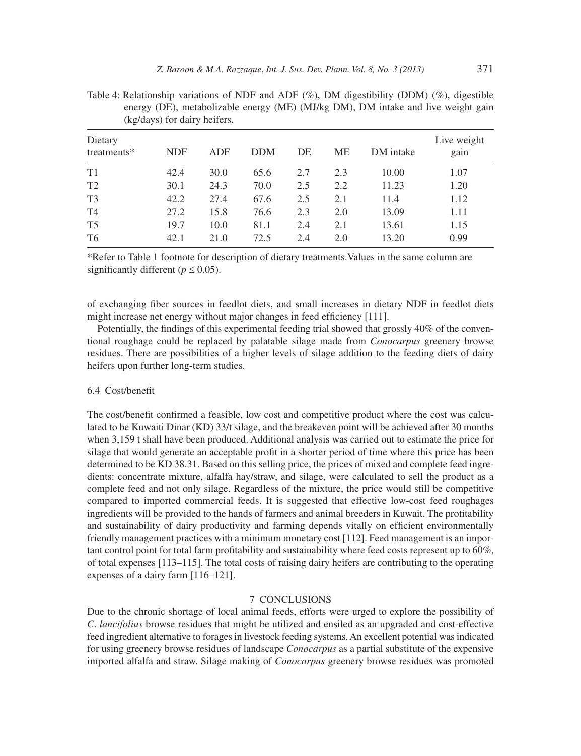Table 4: Relationship variations of NDF and ADF (%), DM digestibility (DDM) (%), digestible energy (DE), metabolizable energy (ME) (MJ/kg DM), DM intake and live weight gain (kg/days) for dairy heifers.

| Dietary treatments* | NDF | ADF | DDM | DE | ME | DM intake | Live weight gain |
|---|---|---|---|---|---|---|---|
| T1 | 42.4 | 30.0 | 65.6 | 2.7 | 2.3 | 10.00 | 1.07 |
| T2 | 30.1 | 24.3 | 70.0 | 2.5 | 2.2 | 11.23 | 1.20 |
| T3 | 42.2 | 27.4 | 67.6 | 2.5 | 2.1 | 11.4 | 1.12 |
| T4 | 27.2 | 15.8 | 76.6 | 2.3 | 2.0 | 13.09 | 1.11 |
| T5 | 19.7 | 10.0 | 81.1 | 2.4 | 2.1 | 13.61 | 1.15 |
| T6 | 42.1 | 21.0 | 72.5 | 2.4 | 2.0 | 13.20 | 0.99 |

*Refer to Table 1 footnote for description of dietary treatments.Values in the same column are significantly different ($p \leq 0.05$).

of exchanging fiber sources in feedlot diets, and small increases in dietary NDF in feedlot diets might increase net energy without major changes in feed efficiency [111].

Potentially, the findings of this experimental feeding trial showed that grossly 40% of the conventional roughage could be replaced by palatable silage made from *Conocarpus* greenery browse residues. There are possibilities of a higher levels of silage addition to the feeding diets of dairy heifers upon further long-term studies.

### 6.4 Cost/benefit

The cost/benefit confirmed a feasible, low cost and competitive product where the cost was calculated to be Kuwaiti Dinar (KD) 33/t silage, and the breakeven point will be achieved after 30 months when 3,159 t shall have been produced. Additional analysis was carried out to estimate the price for silage that would generate an acceptable profit in a shorter period of time where this price has been determined to be KD 38.31. Based on this selling price, the prices of mixed and complete feed ingredients: concentrate mixture, alfalfa hay/straw, and silage, were calculated to sell the product as a complete feed and not only silage. Regardless of the mixture, the price would still be competitive compared to imported commercial feeds. It is suggested that effective low-cost feed roughages ingredients will be provided to the hands of farmers and animal breeders in Kuwait. The profitability and sustainability of dairy productivity and farming depends vitally on efficient environmentally friendly management practices with a minimum monetary cost [112]. Feed management is an important control point for total farm profitability and sustainability where feed costs represent up to 60%, of total expenses [113–115]. The total costs of raising dairy heifers are contributing to the operating expenses of a dairy farm [116–121].

## 7 CONCLUSIONS

Due to the chronic shortage of local animal feeds, efforts were urged to explore the possibility of *C. lancifolius* browse residues that might be utilized and ensiled as an upgraded and cost-effective feed ingredient alternative to forages in livestock feeding systems. An excellent potential was indicated for using greenery browse residues of landscape *Conocarpus* as a partial substitute of the expensive imported alfalfa and straw. Silage making of *Conocarpus* greenery browse residues was promoted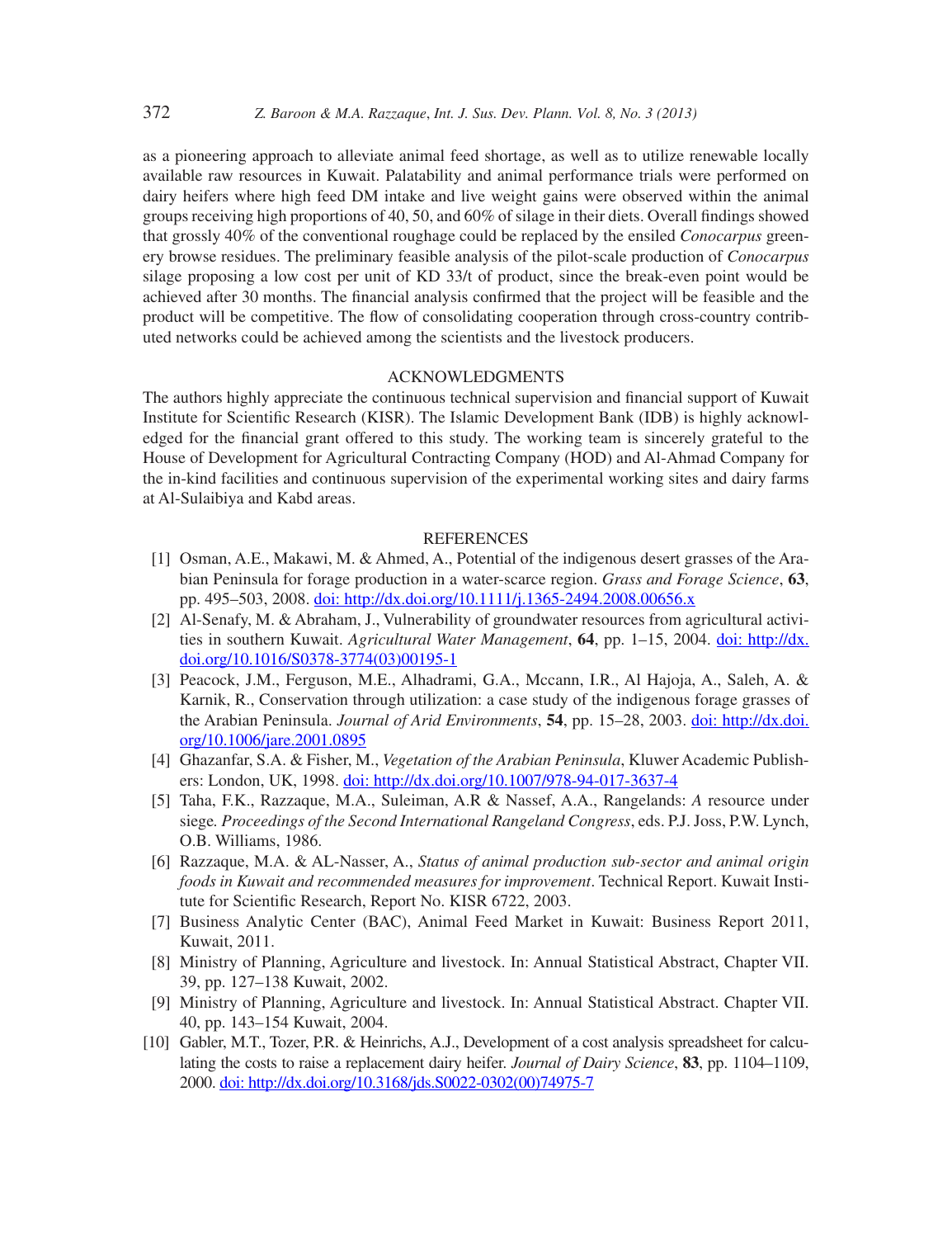as a pioneering approach to alleviate animal feed shortage, as well as to utilize renewable locally available raw resources in Kuwait. Palatability and animal performance trials were performed on dairy heifers where high feed DM intake and live weight gains were observed within the animal groups receiving high proportions of 40, 50, and 60% of silage in their diets. Overall findings showed that grossly 40% of the conventional roughage could be replaced by the ensiled *Conocarpus* greenery browse residues. The preliminary feasible analysis of the pilot-scale production of *Conocarpus* silage proposing a low cost per unit of KD 33/t of product, since the break-even point would be achieved after 30 months. The financial analysis confirmed that the project will be feasible and the product will be competitive. The flow of consolidating cooperation through cross-country contributed networks could be achieved among the scientists and the livestock producers.

## ACKNOWLEDGMENTS

The authors highly appreciate the continuous technical supervision and financial support of Kuwait Institute for Scientific Research (KISR). The Islamic Development Bank (IDB) is highly acknowledged for the financial grant offered to this study. The working team is sincerely grateful to the House of Development for Agricultural Contracting Company (HOD) and Al-Ahmad Company for the in-kind facilities and continuous supervision of the experimental working sites and dairy farms at Al-Sulaibiya and Kabd areas.

## REFERENCES

[1] Osman, A.E., Makawi, M. & Ahmed, A., Potential of the indigenous desert grasses of the Arabian Peninsula for forage production in a water-scarce region. *Grass and Forage Science*, **63**, pp. 495–503, 2008. doi: http://dx.doi.org/10.1111/j.1365-2494.2008.00656.x

[2] Al-Senafy, M. & Abraham, J., Vulnerability of groundwater resources from agricultural activities in southern Kuwait. *Agricultural Water Management*, **64**, pp. 1–15, 2004. doi: http://dx.doi.org/10.1016/S0378-3774(03)00195-1

[3] Peacock, J.M., Ferguson, M.E., Alhadrami, G.A., Mccann, I.R., Al Hajoja, A., Saleh, A. & Karnik, R., Conservation through utilization: a case study of the indigenous forage grasses of the Arabian Peninsula. *Journal of Arid Environments*, **54**, pp. 15–28, 2003. doi: http://dx.doi.org/10.1006/jare.2001.0895

[4] Ghazanfar, S.A. & Fisher, M., *Vegetation of the Arabian Peninsula*, Kluwer Academic Publishers: London, UK, 1998. doi: http://dx.doi.org/10.1007/978-94-017-3637-4

[5] Taha, F.K., Razzaque, M.A., Suleiman, A.R & Nassef, A.A., Rangelands: *A* resource under siege. *Proceedings of the Second International Rangeland Congress*, eds. P.J. Joss, P.W. Lynch, O.B. Williams, 1986.

[6] Razzaque, M.A. & AL-Nasser, A., *Status of animal production sub-sector and animal origin foods in Kuwait and recommended measures for improvement*. Technical Report. Kuwait Institute for Scientific Research, Report No. KISR 6722, 2003.

[7] Business Analytic Center (BAC), Animal Feed Market in Kuwait: Business Report 2011, Kuwait, 2011.

[8] Ministry of Planning, Agriculture and livestock. In: Annual Statistical Abstract, Chapter VII. 39, pp. 127–138 Kuwait, 2002.

[9] Ministry of Planning, Agriculture and livestock. In: Annual Statistical Abstract. Chapter VII. 40, pp. 143–154 Kuwait, 2004.

[10] Gabler, M.T., Tozer, P.R. & Heinrichs, A.J., Development of a cost analysis spreadsheet for calculating the costs to raise a replacement dairy heifer. *Journal of Dairy Science*, **83**, pp. 1104–1109, 2000. doi: http://dx.doi.org/10.3168/jds.S0022-0302(00)74975-7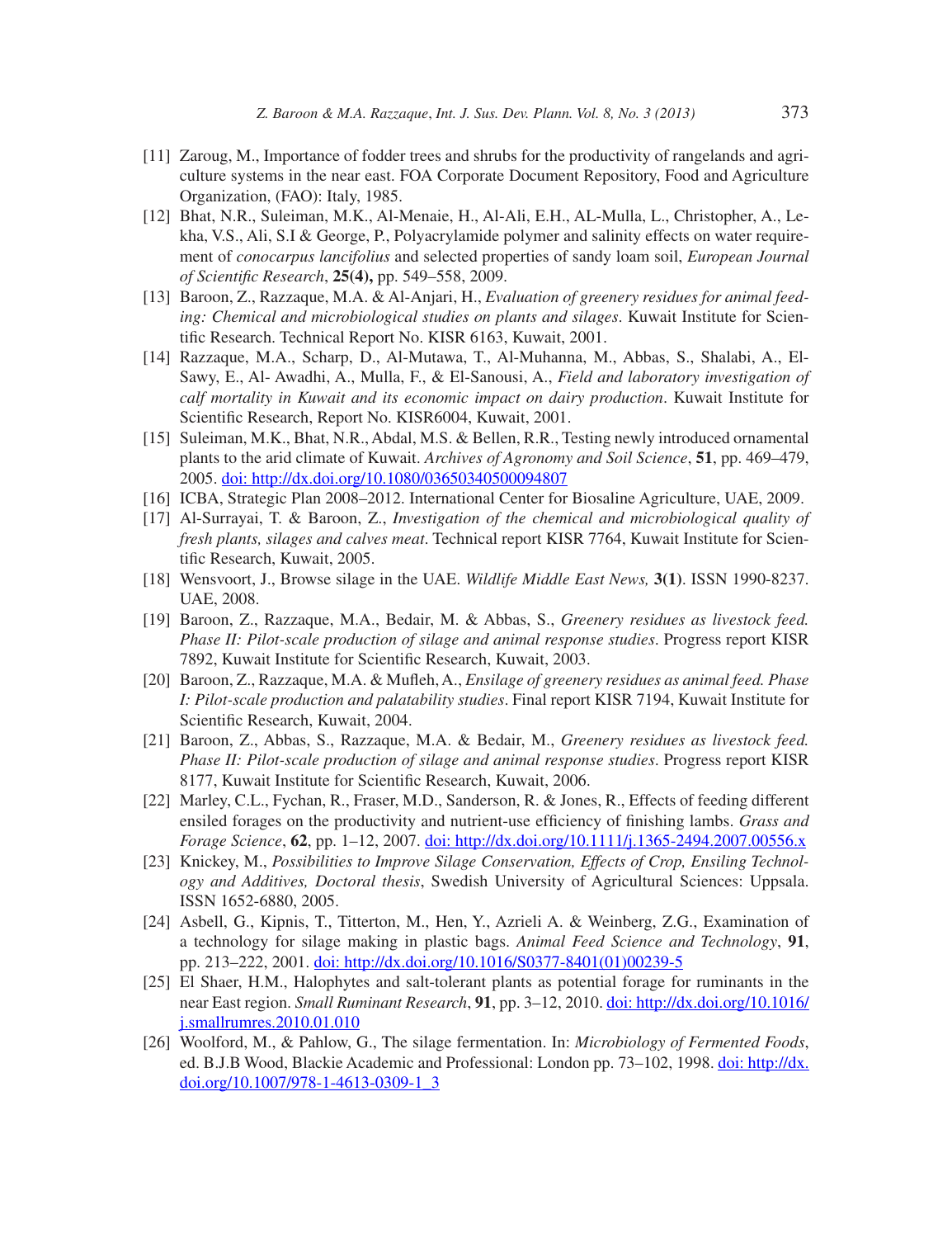[11] Zaroug, M., Importance of fodder trees and shrubs for the productivity of rangelands and agriculture systems in the near east. FOA Corporate Document Repository, Food and Agriculture Organization, (FAO): Italy, 1985.

[12] Bhat, N.R., Suleiman, M.K., Al-Menaie, H., Al-Ali, E.H., AL-Mulla, L., Christopher, A., Lekha, V.S., Ali, S.I & George, P., Polyacrylamide polymer and salinity effects on water requirement of *conocarpus lancifolius* and selected properties of sandy loam soil, *European Journal of Scientific Research*, **25(4),** pp. 549–558, 2009.

[13] Baroon, Z., Razzaque, M.A. & Al-Anjari, H., *Evaluation of greenery residues for animal feeding: Chemical and microbiological studies on plants and silages*. Kuwait Institute for Scientific Research. Technical Report No. KISR 6163, Kuwait, 2001.

[14] Razzaque, M.A., Scharp, D., Al-Mutawa, T., Al-Muhanna, M., Abbas, S., Shalabi, A., El-Sawy, E., Al- Awadhi, A., Mulla, F., & El-Sanousi, A., *Field and laboratory investigation of calf mortality in Kuwait and its economic impact on dairy production*. Kuwait Institute for Scientific Research, Report No. KISR6004, Kuwait, 2001.

[15] Suleiman, M.K., Bhat, N.R., Abdal, M.S. & Bellen, R.R., Testing newly introduced ornamental plants to the arid climate of Kuwait. *Archives of Agronomy and Soil Science*, **51**, pp. 469–479, 2005. doi: http://dx.doi.org/10.1080/03650340500094807

[16] ICBA, Strategic Plan 2008–2012. International Center for Biosaline Agriculture, UAE, 2009.

[17] Al-Surrayai, T. & Baroon, Z., *Investigation of the chemical and microbiological quality of fresh plants, silages and calves meat*. Technical report KISR 7764, Kuwait Institute for Scientific Research, Kuwait, 2005.

[18] Wensvoort, J., Browse silage in the UAE. *Wildlife Middle East News,* **3(1)**. ISSN 1990-8237. UAE, 2008.

[19] Baroon, Z., Razzaque, M.A., Bedair, M. & Abbas, S., *Greenery residues as livestock feed. Phase II: Pilot-scale production of silage and animal response studies*. Progress report KISR 7892, Kuwait Institute for Scientific Research, Kuwait, 2003.

[20] Baroon, Z., Razzaque, M.A. & Mufleh, A., *Ensilage of greenery residues as animal feed. Phase I: Pilot-scale production and palatability studies*. Final report KISR 7194, Kuwait Institute for Scientific Research, Kuwait, 2004.

[21] Baroon, Z., Abbas, S., Razzaque, M.A. & Bedair, M., *Greenery residues as livestock feed. Phase II: Pilot-scale production of silage and animal response studies*. Progress report KISR 8177, Kuwait Institute for Scientific Research, Kuwait, 2006.

[22] Marley, C.L., Fychan, R., Fraser, M.D., Sanderson, R. & Jones, R., Effects of feeding different ensiled forages on the productivity and nutrient-use efficiency of finishing lambs. *Grass and Forage Science*, **62**, pp. 1–12, 2007. doi: http://dx.doi.org/10.1111/j.1365-2494.2007.00556.x

[23] Knickey, M., *Possibilities to Improve Silage Conservation, Effects of Crop, Ensiling Technology and Additives, Doctoral thesis*, Swedish University of Agricultural Sciences: Uppsala. ISSN 1652-6880, 2005.

[24] Asbell, G., Kipnis, T., Titterton, M., Hen, Y., Azrieli A. & Weinberg, Z.G., Examination of a technology for silage making in plastic bags. *Animal Feed Science and Technology*, **91**, pp. 213–222, 2001. doi: http://dx.doi.org/10.1016/S0377-8401(01)00239-5

[25] El Shaer, H.M., Halophytes and salt-tolerant plants as potential forage for ruminants in the near East region. *Small Ruminant Research*, **91**, pp. 3–12, 2010. doi: http://dx.doi.org/10.1016/j.smallrumres.2010.01.010

[26] Woolford, M., & Pahlow, G., The silage fermentation. In: *Microbiology of Fermented Foods*, ed. B.J.B Wood, Blackie Academic and Professional: London pp. 73–102, 1998. doi: http://dx.doi.org/10.1007/978-1-4613-0309-1_3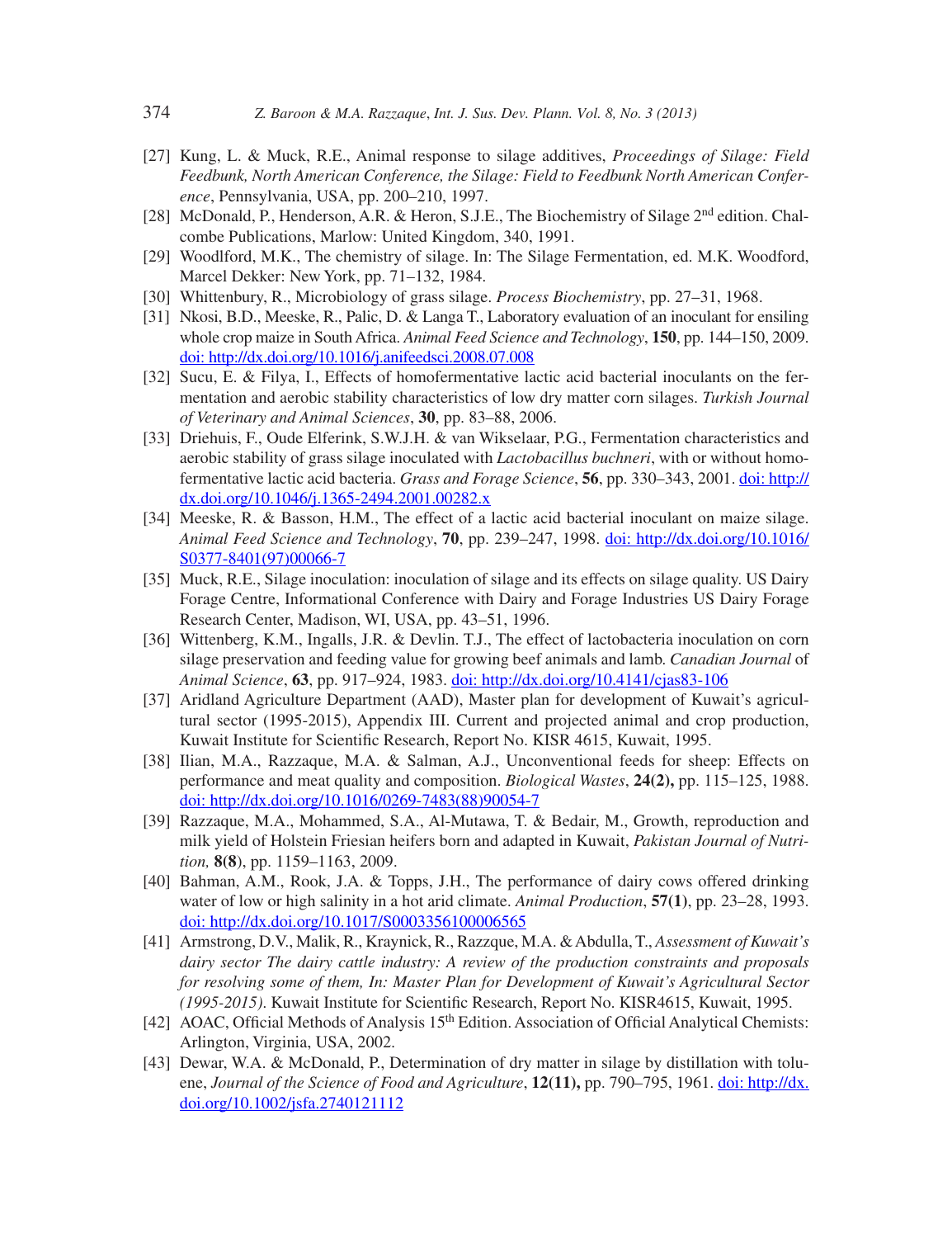[27] Kung, L. & Muck, R.E., Animal response to silage additives, *Proceedings of Silage: Field Feedbunk, North American Conference, the Silage: Field to Feedbunk North American Conference*, Pennsylvania, USA, pp. 200–210, 1997.

[28] McDonald, P., Henderson, A.R. & Heron, S.J.E., The Biochemistry of Silage 2nd edition. Chalcombe Publications, Marlow: United Kingdom, 340, 1991.

[29] Woodlford, M.K., The chemistry of silage. In: The Silage Fermentation, ed. M.K. Woodford, Marcel Dekker: New York, pp. 71–132, 1984.

[30] Whittenbury, R., Microbiology of grass silage. *Process Biochemistry*, pp. 27–31, 1968.

[31] Nkosi, B.D., Meeske, R., Palic, D. & Langa T., Laboratory evaluation of an inoculant for ensiling whole crop maize in South Africa. *Animal Feed Science and Technology*, **150**, pp. 144–150, 2009. doi: http://dx.doi.org/10.1016/j.anifeedsci.2008.07.008

[32] Sucu, E. & Filya, I., Effects of homofermentative lactic acid bacterial inoculants on the fermentation and aerobic stability characteristics of low dry matter corn silages. *Turkish Journal of Veterinary and Animal Sciences*, **30**, pp. 83–88, 2006.

[33] Driehuis, F., Oude Elferink, S.W.J.H. & van Wikselaar, P.G., Fermentation characteristics and aerobic stability of grass silage inoculated with *Lactobacillus buchneri*, with or without homofermentative lactic acid bacteria. *Grass and Forage Science*, **56**, pp. 330–343, 2001. doi: http://dx.doi.org/10.1046/j.1365-2494.2001.00282.x

[34] Meeske, R. & Basson, H.M., The effect of a lactic acid bacterial inoculant on maize silage. *Animal Feed Science and Technology*, **70**, pp. 239–247, 1998. doi: http://dx.doi.org/10.1016/S0377-8401(97)00066-7

[35] Muck, R.E., Silage inoculation: inoculation of silage and its effects on silage quality. US Dairy Forage Centre, Informational Conference with Dairy and Forage Industries US Dairy Forage Research Center, Madison, WI, USA, pp. 43–51, 1996.

[36] Wittenberg, K.M., Ingalls, J.R. & Devlin. T.J., The effect of lactobacteria inoculation on corn silage preservation and feeding value for growing beef animals and lamb. *Canadian Journal* of *Animal Science*, **63**, pp. 917–924, 1983. doi: http://dx.doi.org/10.4141/cjas83-106

[37] Aridland Agriculture Department (AAD), Master plan for development of Kuwait's agricultural sector (1995-2015), Appendix III. Current and projected animal and crop production, Kuwait Institute for Scientific Research, Report No. KISR 4615, Kuwait, 1995.

[38] Ilian, M.A., Razzaque, M.A. & Salman, A.J., Unconventional feeds for sheep: Effects on performance and meat quality and composition. *Biological Wastes*, **24(2),** pp. 115–125, 1988. doi: http://dx.doi.org/10.1016/0269-7483(88)90054-7

[39] Razzaque, M.A., Mohammed, S.A., Al-Mutawa, T. & Bedair, M., Growth, reproduction and milk yield of Holstein Friesian heifers born and adapted in Kuwait, *Pakistan Journal of Nutrition,* **8(8**), pp. 1159–1163, 2009.

[40] Bahman, A.M., Rook, J.A. & Topps, J.H., The performance of dairy cows offered drinking water of low or high salinity in a hot arid climate. *Animal Production*, **57(1)**, pp. 23–28, 1993. doi: http://dx.doi.org/10.1017/S0003356100006565

[41] Armstrong, D.V., Malik, R., Kraynick, R., Razzque, M.A. & Abdulla, T., *Assessment of Kuwait's dairy sector The dairy cattle industry: A review of the production constraints and proposals for resolving some of them, In: Master Plan for Development of Kuwait's Agricultural Sector (1995-2015)*. Kuwait Institute for Scientific Research, Report No. KISR4615, Kuwait, 1995.

[42] AOAC, Official Methods of Analysis 15th Edition. Association of Official Analytical Chemists: Arlington, Virginia, USA, 2002.

[43] Dewar, W.A. & McDonald, P., Determination of dry matter in silage by distillation with toluene, *Journal of the Science of Food and Agriculture*, **12(11),** pp. 790–795, 1961. doi: http://dx.doi.org/10.1002/jsfa.2740121112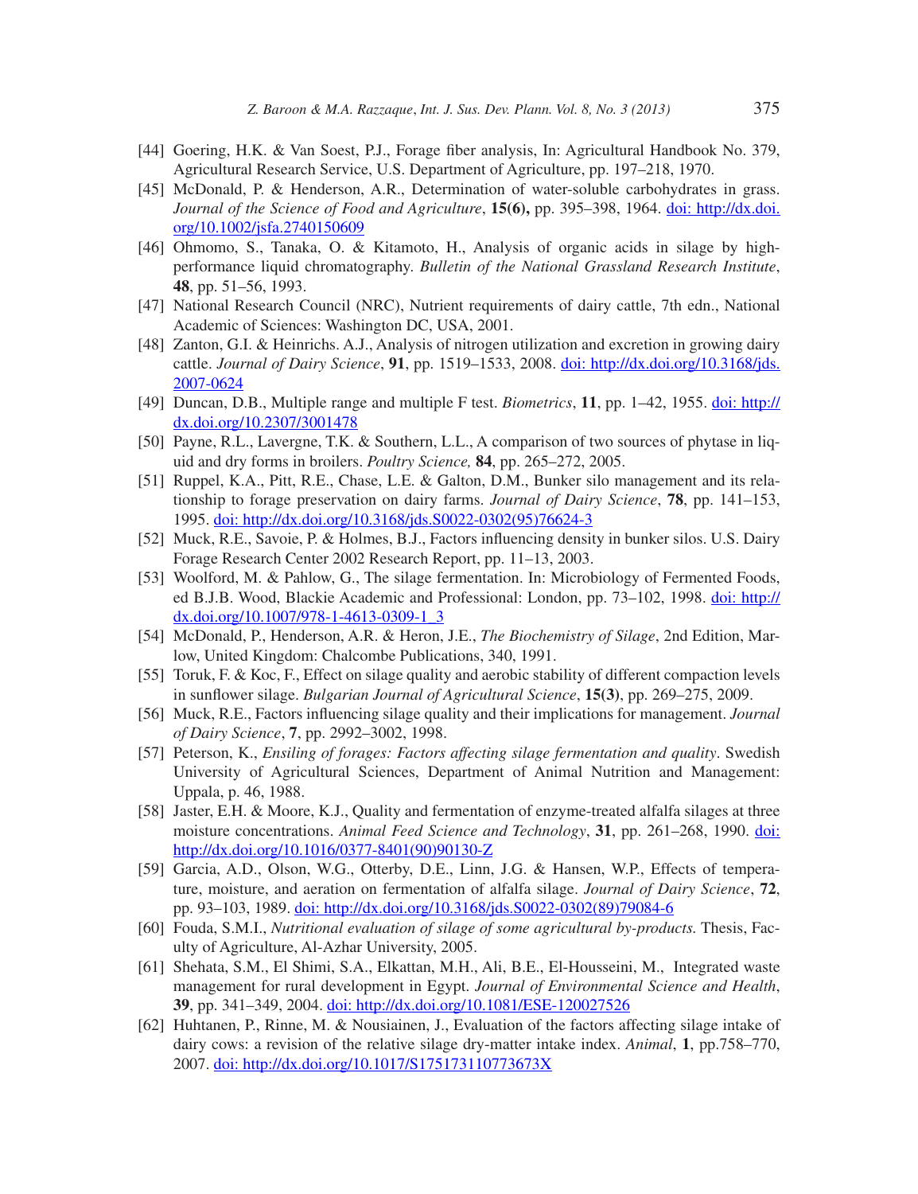[44] Goering, H.K. & Van Soest, P.J., Forage fiber analysis, In: Agricultural Handbook No. 379, Agricultural Research Service, U.S. Department of Agriculture, pp. 197–218, 1970.

[45] McDonald, P. & Henderson, A.R., Determination of water-soluble carbohydrates in grass. *Journal of the Science of Food and Agriculture*, **15(6),** pp. 395–398, 1964. doi: http://dx.doi.org/10.1002/jsfa.2740150609

[46] Ohmomo, S., Tanaka, O. & Kitamoto, H., Analysis of organic acids in silage by high-performance liquid chromatography. *Bulletin of the National Grassland Research Institute*, **48**, pp. 51–56, 1993.

[47] National Research Council (NRC), Nutrient requirements of dairy cattle, 7th edn., National Academic of Sciences: Washington DC, USA, 2001.

[48] Zanton, G.I. & Heinrichs. A.J., Analysis of nitrogen utilization and excretion in growing dairy cattle. *Journal of Dairy Science*, **91**, pp. 1519–1533, 2008. doi: http://dx.doi.org/10.3168/jds.2007-0624

[49] Duncan, D.B., Multiple range and multiple F test. *Biometrics*, **11**, pp. 1–42, 1955. doi: http://dx.doi.org/10.2307/3001478

[50] Payne, R.L., Lavergne, T.K. & Southern, L.L., A comparison of two sources of phytase in liquid and dry forms in broilers. *Poultry Science,* **84**, pp. 265–272, 2005.

[51] Ruppel, K.A., Pitt, R.E., Chase, L.E. & Galton, D.M., Bunker silo management and its relationship to forage preservation on dairy farms. *Journal of Dairy Science*, **78**, pp. 141–153, 1995. doi: http://dx.doi.org/10.3168/jds.S0022-0302(95)76624-3

[52] Muck, R.E., Savoie, P. & Holmes, B.J., Factors influencing density in bunker silos. U.S. Dairy Forage Research Center 2002 Research Report, pp. 11–13, 2003.

[53] Woolford, M. & Pahlow, G., The silage fermentation. In: Microbiology of Fermented Foods, ed B.J.B. Wood, Blackie Academic and Professional: London, pp. 73–102, 1998. doi: http://dx.doi.org/10.1007/978-1-4613-0309-1_3

[54] McDonald, P., Henderson, A.R. & Heron, J.E., *The Biochemistry of Silage*, 2nd Edition, Marlow, United Kingdom: Chalcombe Publications, 340, 1991.

[55] Toruk, F. & Koc, F., Effect on silage quality and aerobic stability of different compaction levels in sunflower silage. *Bulgarian Journal of Agricultural Science*, **15(3)**, pp. 269–275, 2009.

[56] Muck, R.E., Factors influencing silage quality and their implications for management. *Journal of Dairy Science*, **7**, pp. 2992–3002, 1998.

[57] Peterson, K., *Ensiling of forages: Factors affecting silage fermentation and quality*. Swedish University of Agricultural Sciences, Department of Animal Nutrition and Management: Uppala, p. 46, 1988.

[58] Jaster, E.H. & Moore, K.J., Quality and fermentation of enzyme-treated alfalfa silages at three moisture concentrations. *Animal Feed Science and Technology*, **31**, pp. 261–268, 1990. doi: http://dx.doi.org/10.1016/0377-8401(90)90130-Z

[59] Garcia, A.D., Olson, W.G., Otterby, D.E., Linn, J.G. & Hansen, W.P., Effects of temperature, moisture, and aeration on fermentation of alfalfa silage. *Journal of Dairy Science*, **72**, pp. 93–103, 1989. doi: http://dx.doi.org/10.3168/jds.S0022-0302(89)79084-6

[60] Fouda, S.M.I., *Nutritional evaluation of silage of some agricultural by-products.* Thesis, Faculty of Agriculture, Al-Azhar University, 2005.

[61] Shehata, S.M., El Shimi, S.A., Elkattan, M.H., Ali, B.E., El-Housseini, M., Integrated waste management for rural development in Egypt. *Journal of Environmental Science and Health*, **39**, pp. 341–349, 2004. doi: http://dx.doi.org/10.1081/ESE-120027526

[62] Huhtanen, P., Rinne, M. & Nousiainen, J., Evaluation of the factors affecting silage intake of dairy cows: a revision of the relative silage dry-matter intake index. *Animal*, **1**, pp.758–770, 2007. doi: http://dx.doi.org/10.1017/S175173110773673X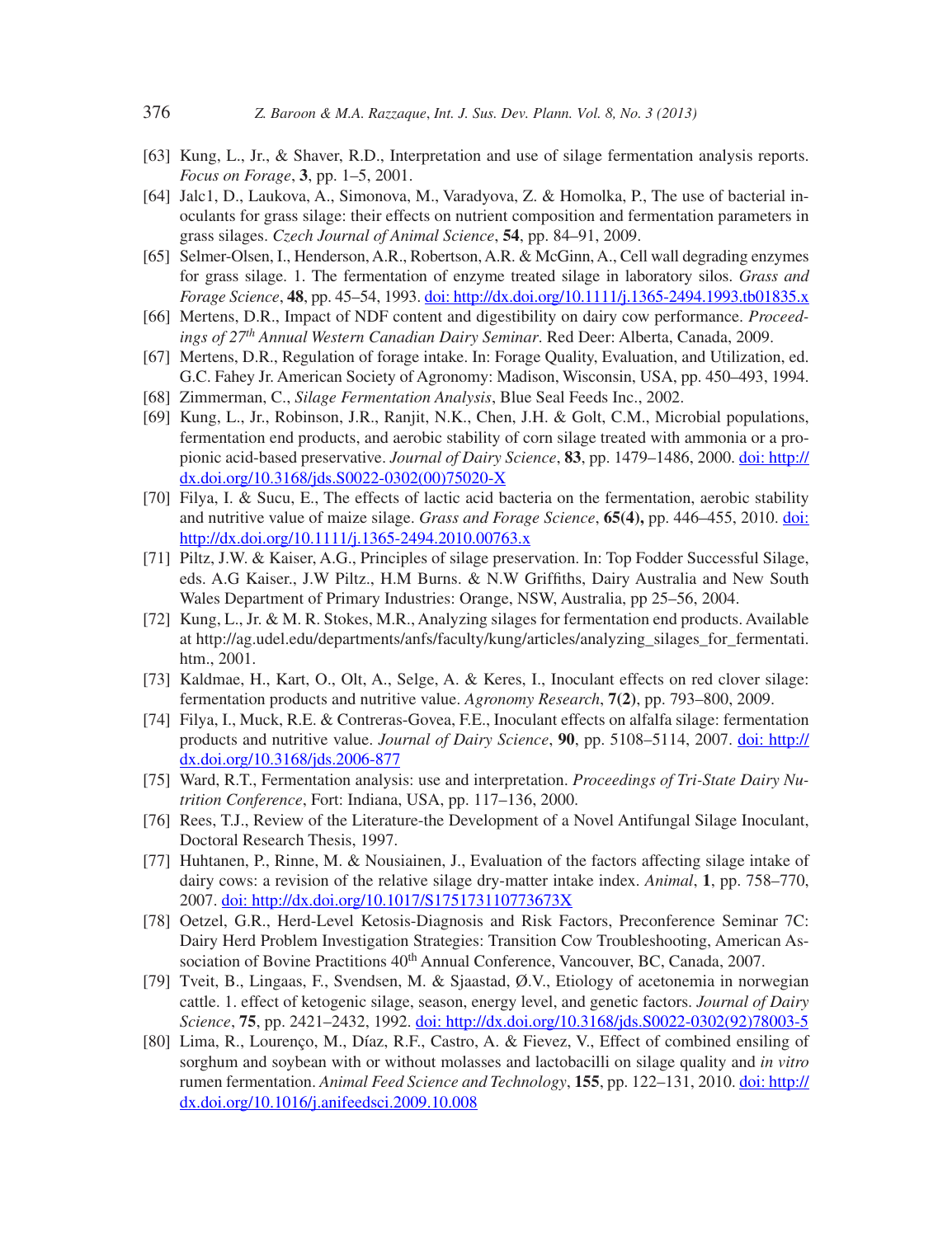[63] Kung, L., Jr., & Shaver, R.D., Interpretation and use of silage fermentation analysis reports. *Focus on Forage*, **3**, pp. 1–5, 2001.

[64] Jalc1, D., Laukova, A., Simonova, M., Varadyova, Z. & Homolka, P., The use of bacterial inoculants for grass silage: their effects on nutrient composition and fermentation parameters in grass silages. *Czech Journal of Animal Science*, **54**, pp. 84–91, 2009.

[65] Selmer-Olsen, I., Henderson, A.R., Robertson, A.R. & McGinn, A., Cell wall degrading enzymes for grass silage. 1. The fermentation of enzyme treated silage in laboratory silos. *Grass and Forage Science*, **48**, pp. 45–54, 1993. doi: http://dx.doi.org/10.1111/j.1365-2494.1993.tb01835.x

[66] Mertens, D.R., Impact of NDF content and digestibility on dairy cow performance. *Proceedings of 27th Annual Western Canadian Dairy Seminar*. Red Deer: Alberta, Canada, 2009.

[67] Mertens, D.R., Regulation of forage intake. In: Forage Quality, Evaluation, and Utilization, ed. G.C. Fahey Jr. American Society of Agronomy: Madison, Wisconsin, USA, pp. 450–493, 1994.

[68] Zimmerman, C., *Silage Fermentation Analysis*, Blue Seal Feeds Inc., 2002.

[69] Kung, L., Jr., Robinson, J.R., Ranjit, N.K., Chen, J.H. & Golt, C.M., Microbial populations, fermentation end products, and aerobic stability of corn silage treated with ammonia or a propionic acid-based preservative. *Journal of Dairy Science*, **83**, pp. 1479–1486, 2000. doi: http://dx.doi.org/10.3168/jds.S0022-0302(00)75020-X

[70] Filya, I. & Sucu, E., The effects of lactic acid bacteria on the fermentation, aerobic stability and nutritive value of maize silage. *Grass and Forage Science*, **65(4),** pp. 446–455, 2010. doi: http://dx.doi.org/10.1111/j.1365-2494.2010.00763.x

[71] Piltz, J.W. & Kaiser, A.G., Principles of silage preservation. In: Top Fodder Successful Silage, eds. A.G Kaiser., J.W Piltz., H.M Burns. & N.W Griffiths, Dairy Australia and New South Wales Department of Primary Industries: Orange, NSW, Australia, pp 25–56, 2004.

[72] Kung, L., Jr. & M. R. Stokes, M.R., Analyzing silages for fermentation end products. Available at http://ag.udel.edu/departments/anfs/faculty/kung/articles/analyzing_silages_for_fermentati.htm., 2001.

[73] Kaldmae, H., Kart, O., Olt, A., Selge, A. & Keres, I., Inoculant effects on red clover silage: fermentation products and nutritive value. *Agronomy Research*, **7(2)**, pp. 793–800, 2009.

[74] Filya, I., Muck, R.E. & Contreras-Govea, F.E., Inoculant effects on alfalfa silage: fermentation products and nutritive value. *Journal of Dairy Science*, **90**, pp. 5108–5114, 2007. doi: http://dx.doi.org/10.3168/jds.2006-877

[75] Ward, R.T., Fermentation analysis: use and interpretation. *Proceedings of Tri-State Dairy Nutrition Conference*, Fort: Indiana, USA, pp. 117–136, 2000.

[76] Rees, T.J., Review of the Literature-the Development of a Novel Antifungal Silage Inoculant, Doctoral Research Thesis, 1997.

[77] Huhtanen, P., Rinne, M. & Nousiainen, J., Evaluation of the factors affecting silage intake of dairy cows: a revision of the relative silage dry-matter intake index. *Animal*, **1**, pp. 758–770, 2007. doi: http://dx.doi.org/10.1017/S175173110773673X

[78] Oetzel, G.R., Herd-Level Ketosis-Diagnosis and Risk Factors, Preconference Seminar 7C: Dairy Herd Problem Investigation Strategies: Transition Cow Troubleshooting, American Association of Bovine Practitions 40th Annual Conference, Vancouver, BC, Canada, 2007.

[79] Tveit, B., Lingaas, F., Svendsen, M. & Sjaastad, Ø.V., Etiology of acetonemia in norwegian cattle. 1. effect of ketogenic silage, season, energy level, and genetic factors. *Journal of Dairy Science*, **75**, pp. 2421–2432, 1992. doi: http://dx.doi.org/10.3168/jds.S0022-0302(92)78003-5

[80] Lima, R., Lourenço, M., Díaz, R.F., Castro, A. & Fievez, V., Effect of combined ensiling of sorghum and soybean with or without molasses and lactobacilli on silage quality and *in vitro* rumen fermentation. *Animal Feed Science and Technology*, **155**, pp. 122–131, 2010. doi: http://dx.doi.org/10.1016/j.anifeedsci.2009.10.008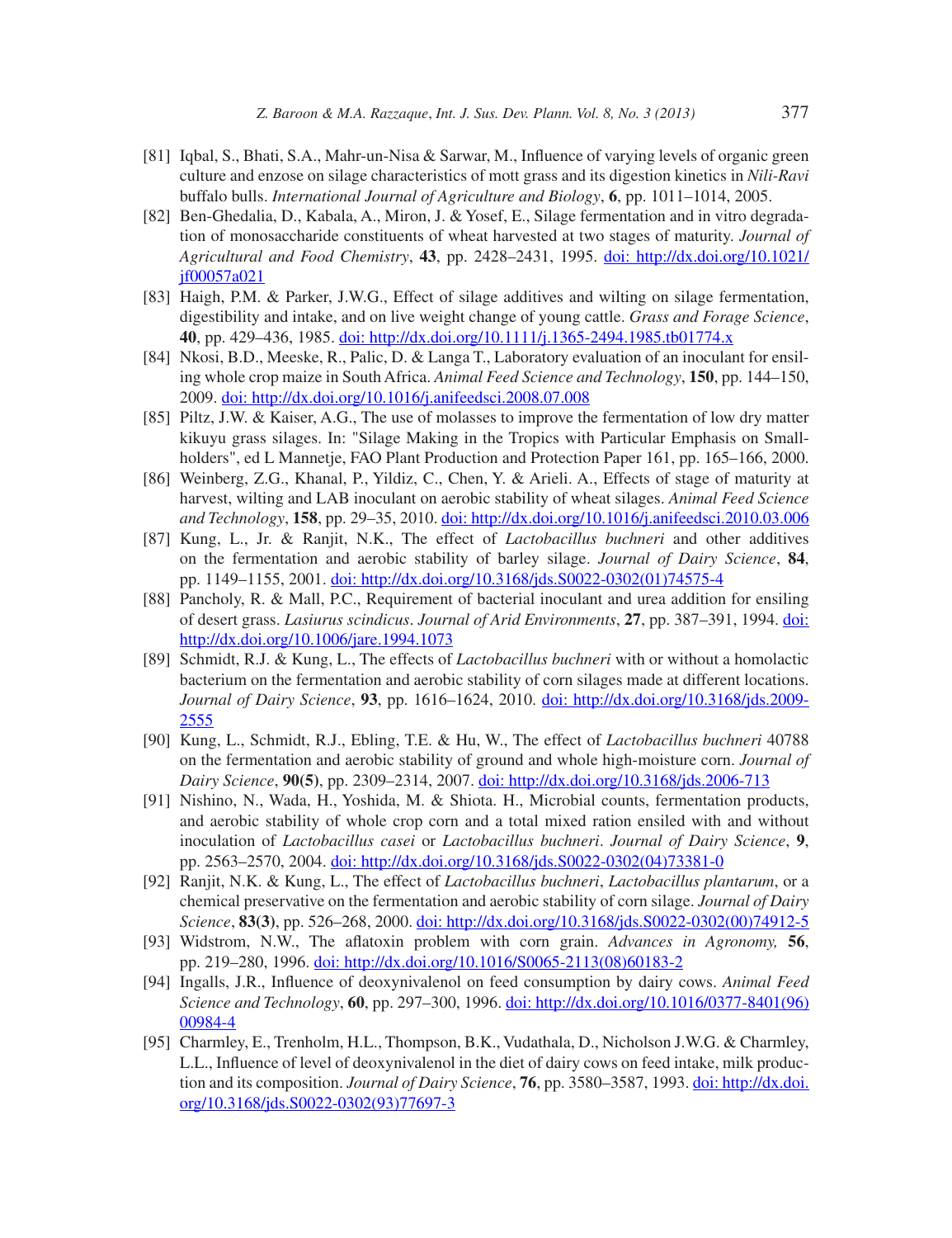[81] Iqbal, S., Bhati, S.A., Mahr-un-Nisa & Sarwar, M., Influence of varying levels of organic green culture and enzose on silage characteristics of mott grass and its digestion kinetics in *Nili-Ravi* buffalo bulls. *International Journal of Agriculture and Biology*, **6**, pp. 1011–1014, 2005.

[82] Ben-Ghedalia, D., Kabala, A., Miron, J. & Yosef, E., Silage fermentation and in vitro degradation of monosaccharide constituents of wheat harvested at two stages of maturity. *Journal of Agricultural and Food Chemistry*, **43**, pp. 2428–2431, 1995. doi: http://dx.doi.org/10.1021/jf00057a021

[83] Haigh, P.M. & Parker, J.W.G., Effect of silage additives and wilting on silage fermentation, digestibility and intake, and on live weight change of young cattle. *Grass and Forage Science*, **40**, pp. 429–436, 1985. doi: http://dx.doi.org/10.1111/j.1365-2494.1985.tb01774.x

[84] Nkosi, B.D., Meeske, R., Palic, D. & Langa T., Laboratory evaluation of an inoculant for ensiling whole crop maize in South Africa. *Animal Feed Science and Technology*, **150**, pp. 144–150, 2009. doi: http://dx.doi.org/10.1016/j.anifeedsci.2008.07.008

[85] Piltz, J.W. & Kaiser, A.G., The use of molasses to improve the fermentation of low dry matter kikuyu grass silages. In: "Silage Making in the Tropics with Particular Emphasis on Smallholders", ed L Mannetje, FAO Plant Production and Protection Paper 161, pp. 165–166, 2000.

[86] Weinberg, Z.G., Khanal, P., Yildiz, C., Chen, Y. & Arieli. A., Effects of stage of maturity at harvest, wilting and LAB inoculant on aerobic stability of wheat silages. *Animal Feed Science and Technology*, **158**, pp. 29–35, 2010. doi: http://dx.doi.org/10.1016/j.anifeedsci.2010.03.006

[87] Kung, L., Jr. & Ranjit, N.K., The effect of *Lactobacillus buchneri* and other additives on the fermentation and aerobic stability of barley silage. *Journal of Dairy Science*, **84**, pp. 1149–1155, 2001. doi: http://dx.doi.org/10.3168/jds.S0022-0302(01)74575-4

[88] Pancholy, R. & Mall, P.C., Requirement of bacterial inoculant and urea addition for ensiling of desert grass. *Lasiurus scindicus*. *Journal of Arid Environments*, **27**, pp. 387–391, 1994. doi: http://dx.doi.org/10.1006/jare.1994.1073

[89] Schmidt, R.J. & Kung, L., The effects of *Lactobacillus buchneri* with or without a homolactic bacterium on the fermentation and aerobic stability of corn silages made at different locations. *Journal of Dairy Science*, **93**, pp. 1616–1624, 2010. doi: http://dx.doi.org/10.3168/jds.2009-2555

[90] Kung, L., Schmidt, R.J., Ebling, T.E. & Hu, W., The effect of *Lactobacillus buchneri* 40788 on the fermentation and aerobic stability of ground and whole high-moisture corn. *Journal of Dairy Science*, **90(5)**, pp. 2309–2314, 2007. doi: http://dx.doi.org/10.3168/jds.2006-713

[91] Nishino, N., Wada, H., Yoshida, M. & Shiota. H., Microbial counts, fermentation products, and aerobic stability of whole crop corn and a total mixed ration ensiled with and without inoculation of *Lactobacillus casei* or *Lactobacillus buchneri*. *Journal of Dairy Science*, **9**, pp. 2563–2570, 2004. doi: http://dx.doi.org/10.3168/jds.S0022-0302(04)73381-0

[92] Ranjit, N.K. & Kung, L., The effect of *Lactobacillus buchneri*, *Lactobacillus plantarum*, or a chemical preservative on the fermentation and aerobic stability of corn silage. *Journal of Dairy Science*, **83(3)**, pp. 526–268, 2000. doi: http://dx.doi.org/10.3168/jds.S0022-0302(00)74912-5

[93] Widstrom, N.W., The aflatoxin problem with corn grain. *Advances in Agronomy,* **56**, pp. 219–280, 1996. doi: http://dx.doi.org/10.1016/S0065-2113(08)60183-2

[94] Ingalls, J.R., Influence of deoxynivalenol on feed consumption by dairy cows. *Animal Feed Science and Technology*, **60**, pp. 297–300, 1996. doi: http://dx.doi.org/10.1016/0377-8401(96)00984-4

[95] Charmley, E., Trenholm, H.L., Thompson, B.K., Vudathala, D., Nicholson J.W.G. & Charmley, L.L., Influence of level of deoxynivalenol in the diet of dairy cows on feed intake, milk production and its composition. *Journal of Dairy Science*, **76**, pp. 3580–3587, 1993. doi: http://dx.doi.org/10.3168/jds.S0022-0302(93)77697-3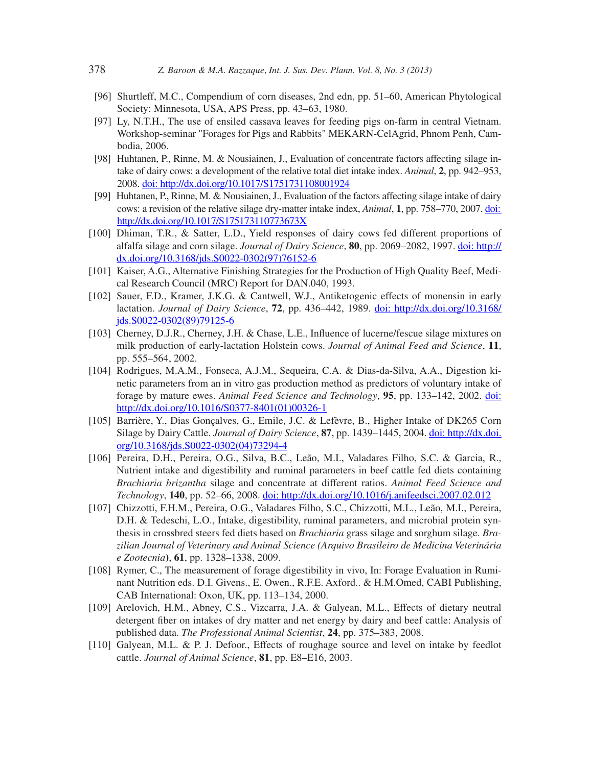[96] Shurtleff, M.C., Compendium of corn diseases, 2nd edn, pp. 51–60, American Phytological Society: Minnesota, USA, APS Press, pp. 43–63, 1980.

[97] Ly, N.T.H., The use of ensiled cassava leaves for feeding pigs on-farm in central Vietnam. Workshop-seminar "Forages for Pigs and Rabbits" MEKARN-CelAgrid, Phnom Penh, Cambodia, 2006.

[98] Huhtanen, P., Rinne, M. & Nousiainen, J., Evaluation of concentrate factors affecting silage intake of dairy cows: a development of the relative total diet intake index. *Animal*, **2**, pp. 942–953, 2008. doi: http://dx.doi.org/10.1017/S1751731108001924

[99] Huhtanen, P., Rinne, M. & Nousiainen, J., Evaluation of the factors affecting silage intake of dairy cows: a revision of the relative silage dry-matter intake index, *Animal*, **1**, pp. 758–770, 2007. doi: http://dx.doi.org/10.1017/S175173110773673X

[100] Dhiman, T.R., & Satter, L.D., Yield responses of dairy cows fed different proportions of alfalfa silage and corn silage. *Journal of Dairy Science*, **80**, pp. 2069–2082, 1997. doi: http://dx.doi.org/10.3168/jds.S0022-0302(97)76152-6

[101] Kaiser, A.G., Alternative Finishing Strategies for the Production of High Quality Beef, Medical Research Council (MRC) Report for DAN.040, 1993.

[102] Sauer, F.D., Kramer, J.K.G. & Cantwell, W.J., Antiketogenic effects of monensin in early lactation. *Journal of Dairy Science*, **72**, pp. 436–442, 1989. doi: http://dx.doi.org/10.3168/jds.S0022-0302(89)79125-6

[103] Cherney, D.J.R., Cherney, J.H. & Chase, L.E., Influence of lucerne/fescue silage mixtures on milk production of early-lactation Holstein cows. *Journal of Animal Feed and Science*, **11**, pp. 555–564, 2002.

[104] Rodrigues, M.A.M., Fonseca, A.J.M., Sequeira, C.A. & Dias-da-Silva, A.A., Digestion kinetic parameters from an in vitro gas production method as predictors of voluntary intake of forage by mature ewes. *Animal Feed Science and Technology*, **95**, pp. 133–142, 2002. doi: http://dx.doi.org/10.1016/S0377-8401(01)00326-1

[105] Barrière, Y., Dias Gonçalves, G., Emile, J.C. & Lefèvre, B., Higher Intake of DK265 Corn Silage by Dairy Cattle. *Journal of Dairy Science*, **87**, pp. 1439–1445, 2004. doi: http://dx.doi.org/10.3168/jds.S0022-0302(04)73294-4

[106] Pereira, D.H., Pereira, O.G., Silva, B.C., Leão, M.I., Valadares Filho, S.C. & Garcia, R., Nutrient intake and digestibility and ruminal parameters in beef cattle fed diets containing *Brachiaria brizantha* silage and concentrate at different ratios. *Animal Feed Science and Technology*, **140**, pp. 52–66, 2008. doi: http://dx.doi.org/10.1016/j.anifeedsci.2007.02.012

[107] Chizzotti, F.H.M., Pereira, O.G., Valadares Filho, S.C., Chizzotti, M.L., Leão, M.I., Pereira, D.H. & Tedeschi, L.O., Intake, digestibility, ruminal parameters, and microbial protein synthesis in crossbred steers fed diets based on *Brachiaria* grass silage and sorghum silage. *Brazilian Journal of Veterinary and Animal Science (Arquivo Brasileiro de Medicina Veterinária e Zootecnia)*, **61**, pp. 1328–1338, 2009.

[108] Rymer, C., The measurement of forage digestibility in vivo, In: Forage Evaluation in Ruminant Nutrition eds. D.I. Givens., E. Owen., R.F.E. Axford.. & H.M.Omed, CABI Publishing, CAB International: Oxon, UK, pp. 113–134, 2000.

[109] Arelovich, H.M., Abney, C.S., Vizcarra, J.A. & Galyean, M.L., Effects of dietary neutral detergent fiber on intakes of dry matter and net energy by dairy and beef cattle: Analysis of published data. *The Professional Animal Scientist*, **24**, pp. 375–383, 2008.

[110] Galyean, M.L. & P. J. Defoor., Effects of roughage source and level on intake by feedlot cattle. *Journal of Animal Science*, **81**, pp. E8–E16, 2003.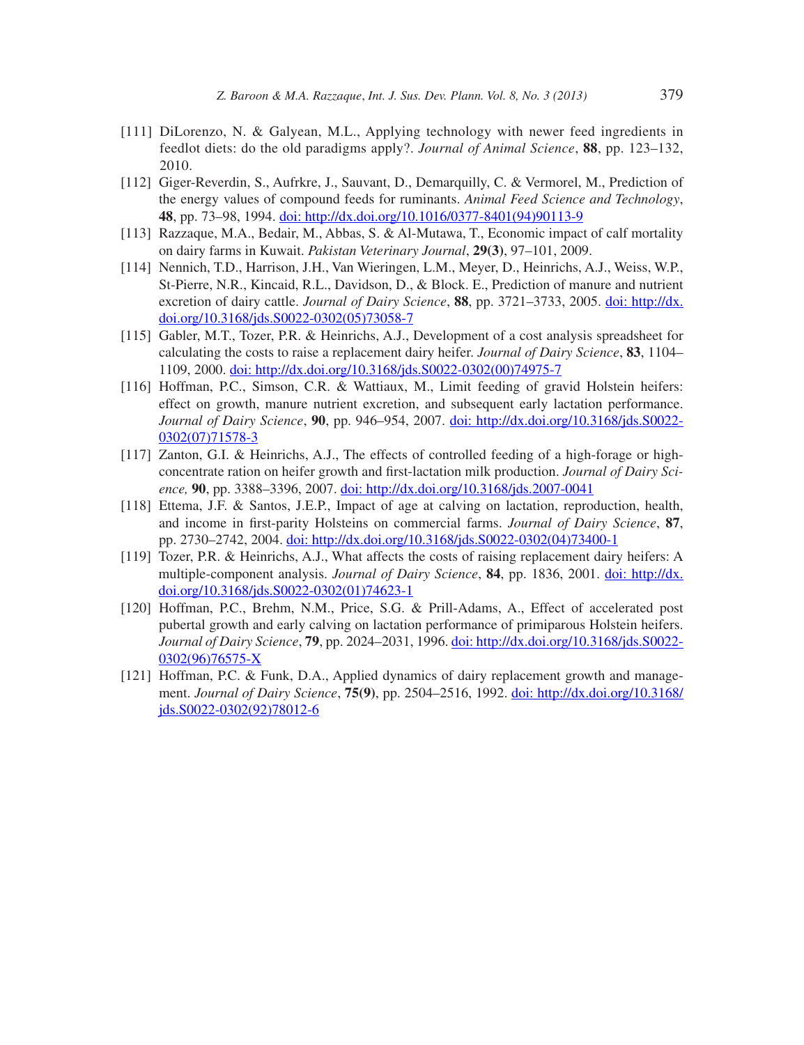[111] DiLorenzo, N. & Galyean, M.L., Applying technology with newer feed ingredients in feedlot diets: do the old paradigms apply?. *Journal of Animal Science*, **88**, pp. 123–132, 2010.

[112] Giger-Reverdin, S., Aufrkre, J., Sauvant, D., Demarquilly, C. & Vermorel, M., Prediction of the energy values of compound feeds for ruminants. *Animal Feed Science and Technology*, **48**, pp. 73–98, 1994. doi: http://dx.doi.org/10.1016/0377-8401(94)90113-9

[113] Razzaque, M.A., Bedair, M., Abbas, S. & Al-Mutawa, T., Economic impact of calf mortality on dairy farms in Kuwait. *Pakistan Veterinary Journal*, **29(3)**, 97–101, 2009.

[114] Nennich, T.D., Harrison, J.H., Van Wieringen, L.M., Meyer, D., Heinrichs, A.J., Weiss, W.P., St-Pierre, N.R., Kincaid, R.L., Davidson, D., & Block. E., Prediction of manure and nutrient excretion of dairy cattle. *Journal of Dairy Science*, **88**, pp. 3721–3733, 2005. doi: http://dx.doi.org/10.3168/jds.S0022-0302(05)73058-7

[115] Gabler, M.T., Tozer, P.R. & Heinrichs, A.J., Development of a cost analysis spreadsheet for calculating the costs to raise a replacement dairy heifer. *Journal of Dairy Science*, **83**, 1104–1109, 2000. doi: http://dx.doi.org/10.3168/jds.S0022-0302(00)74975-7

[116] Hoffman, P.C., Simson, C.R. & Wattiaux, M., Limit feeding of gravid Holstein heifers: effect on growth, manure nutrient excretion, and subsequent early lactation performance. *Journal of Dairy Science*, **90**, pp. 946–954, 2007. doi: http://dx.doi.org/10.3168/jds.S0022-0302(07)71578-3

[117] Zanton, G.I. & Heinrichs, A.J., The effects of controlled feeding of a high-forage or high-concentrate ration on heifer growth and first-lactation milk production. *Journal of Dairy Science,* **90**, pp. 3388–3396, 2007. doi: http://dx.doi.org/10.3168/jds.2007-0041

[118] Ettema, J.F. & Santos, J.E.P., Impact of age at calving on lactation, reproduction, health, and income in first-parity Holsteins on commercial farms. *Journal of Dairy Science*, **87**, pp. 2730–2742, 2004. doi: http://dx.doi.org/10.3168/jds.S0022-0302(04)73400-1

[119] Tozer, P.R. & Heinrichs, A.J., What affects the costs of raising replacement dairy heifers: A multiple-component analysis. *Journal of Dairy Science*, **84**, pp. 1836, 2001. doi: http://dx.doi.org/10.3168/jds.S0022-0302(01)74623-1

[120] Hoffman, P.C., Brehm, N.M., Price, S.G. & Prill-Adams, A., Effect of accelerated post pubertal growth and early calving on lactation performance of primiparous Holstein heifers. *Journal of Dairy Science*, **79**, pp. 2024–2031, 1996. doi: http://dx.doi.org/10.3168/jds.S0022-0302(96)76575-X

[121] Hoffman, P.C. & Funk, D.A., Applied dynamics of dairy replacement growth and management. *Journal of Dairy Science*, **75(9)**, pp. 2504–2516, 1992. doi: http://dx.doi.org/10.3168/jds.S0022-0302(92)78012-6